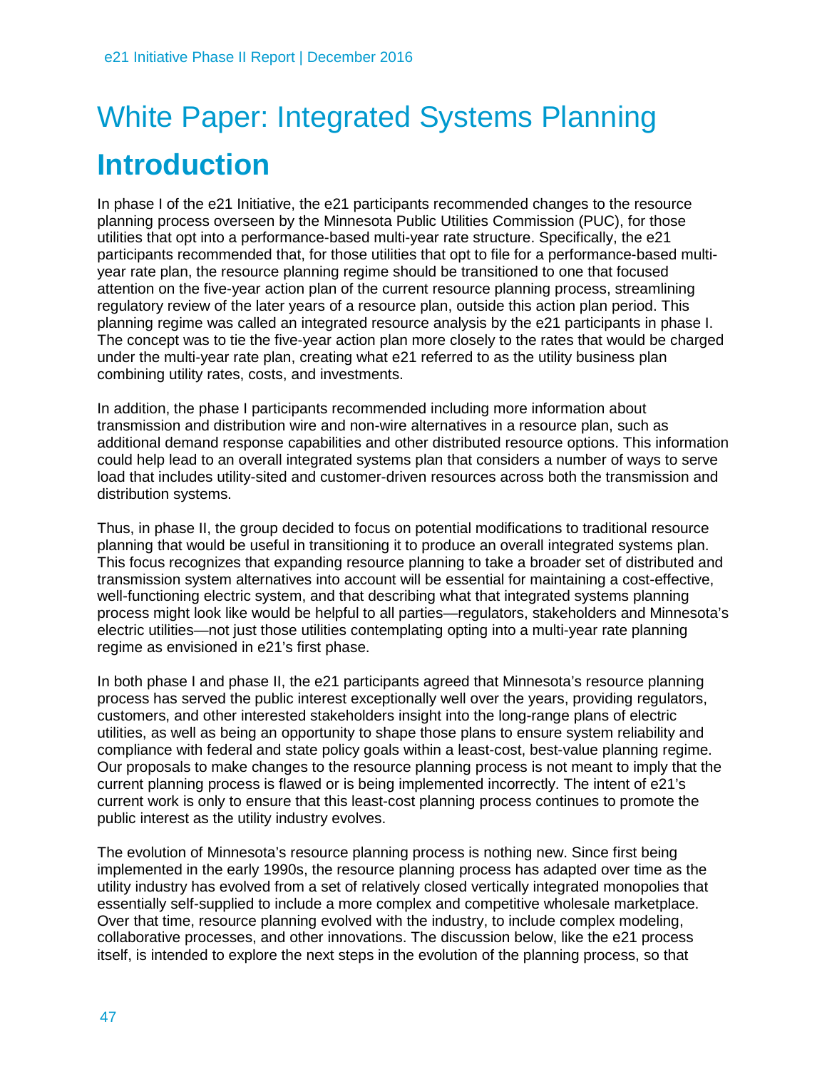# White Paper: Integrated Systems Planning

## Introduction

In phase I of the e21 Initiative, the e21 participants recommended changes to the resource planning process overseen by the Minnesota Public Utilities Commission (PUC), for those utilities that opt into a performance-based multi-year rate structure. Specifically, the e21 participants recommended that, for those utilities that opt to file for a performance-based multi-year rate plan, the resource planning regime should be transitioned to one that focused attention on the five-year action plan of the current resource planning process, streamlining regulatory review of the later years of a resource plan, outside this action plan period. This planning regime was called an integrated resource analysis by the e21 participants in phase I. The concept was to tie the five-year action plan more closely to the rates that would be charged under the multi-year rate plan, creating what e21 referred to as the utility business plan combining utility rates, costs, and investments.

In addition, the phase I participants recommended including more information about transmission and distribution wire and non-wire alternatives in a resource plan, such as additional demand response capabilities and other distributed resource options. This information could help lead to an overall integrated systems plan that considers a number of ways to serve load that includes utility-sited and customer-driven resources across both the transmission and distribution systems.

Thus, in phase II, the group decided to focus on potential modifications to traditional resource planning that would be useful in transitioning it to produce an overall integrated systems plan. This focus recognizes that expanding resource planning to take a broader set of distributed and transmission system alternatives into account will be essential for maintaining a cost-effective, well-functioning electric system, and that describing what that integrated systems planning process might look like would be helpful to all parties—regulators, stakeholders and Minnesota's electric utilities—not just those utilities contemplating opting into a multi-year rate planning regime as envisioned in e21's first phase.

In both phase I and phase II, the e21 participants agreed that Minnesota's resource planning process has served the public interest exceptionally well over the years, providing regulators, customers, and other interested stakeholders insight into the long-range plans of electric utilities, as well as being an opportunity to shape those plans to ensure system reliability and compliance with federal and state policy goals within a least-cost, best-value planning regime. Our proposals to make changes to the resource planning process is not meant to imply that the current planning process is flawed or is being implemented incorrectly. The intent of e21's current work is only to ensure that this least-cost planning process continues to promote the public interest as the utility industry evolves.

The evolution of Minnesota's resource planning process is nothing new. Since first being implemented in the early 1990s, the resource planning process has adapted over time as the utility industry has evolved from a set of relatively closed vertically integrated monopolies that essentially self-supplied to include a more complex and competitive wholesale marketplace. Over that time, resource planning evolved with the industry, to include complex modeling, collaborative processes, and other innovations. The discussion below, like the e21 process itself, is intended to explore the next steps in the evolution of the planning process, so that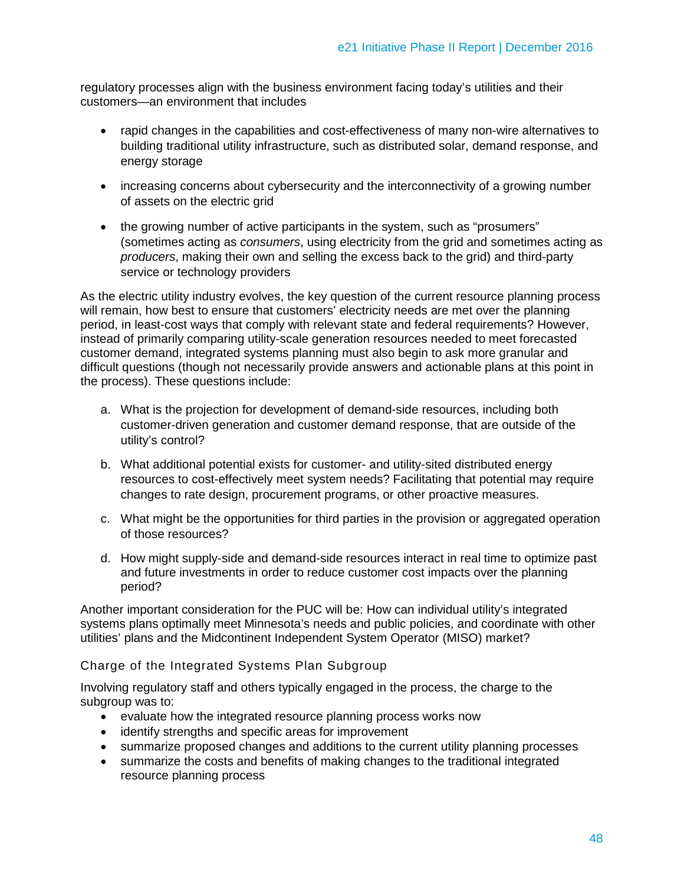regulatory processes align with the business environment facing today's utilities and their customers—an environment that includes

- rapid changes in the capabilities and cost-effectiveness of many non-wire alternatives to building traditional utility infrastructure, such as distributed solar, demand response, and energy storage
- increasing concerns about cybersecurity and the interconnectivity of a growing number of assets on the electric grid
- the growing number of active participants in the system, such as "prosumers" (sometimes acting as *consumers*, using electricity from the grid and sometimes acting as *producers*, making their own and selling the excess back to the grid) and third-party service or technology providers

As the electric utility industry evolves, the key question of the current resource planning process will remain, how best to ensure that customers' electricity needs are met over the planning period, in least-cost ways that comply with relevant state and federal requirements? However, instead of primarily comparing utility-scale generation resources needed to meet forecasted customer demand, integrated systems planning must also begin to ask more granular and difficult questions (though not necessarily provide answers and actionable plans at this point in the process). These questions include:

a. What is the projection for development of demand-side resources, including both customer-driven generation and customer demand response, that are outside of the utility's control?

b. What additional potential exists for customer- and utility-sited distributed energy resources to cost-effectively meet system needs? Facilitating that potential may require changes to rate design, procurement programs, or other proactive measures.

c. What might be the opportunities for third parties in the provision or aggregated operation of those resources?

d. How might supply-side and demand-side resources interact in real time to optimize past and future investments in order to reduce customer cost impacts over the planning period?

Another important consideration for the PUC will be: How can individual utility's integrated systems plans optimally meet Minnesota's needs and public policies, and coordinate with other utilities' plans and the Midcontinent Independent System Operator (MISO) market?

### Charge of the Integrated Systems Plan Subgroup

Involving regulatory staff and others typically engaged in the process, the charge to the subgroup was to:

- evaluate how the integrated resource planning process works now
- identify strengths and specific areas for improvement
- summarize proposed changes and additions to the current utility planning processes
- summarize the costs and benefits of making changes to the traditional integrated resource planning process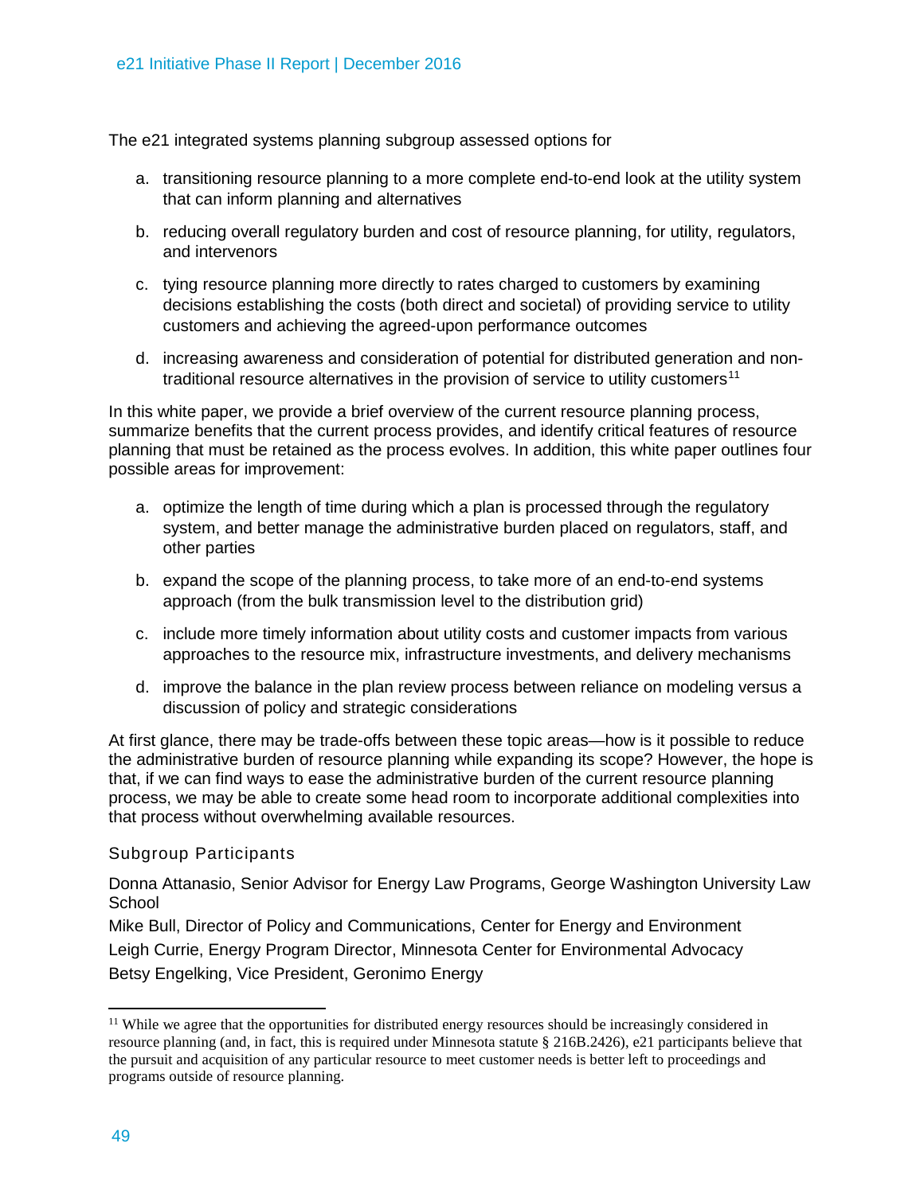The e21 integrated systems planning subgroup assessed options for

a. transitioning resource planning to a more complete end-to-end look at the utility system that can inform planning and alternatives

b. reducing overall regulatory burden and cost of resource planning, for utility, regulators, and intervenors

c. tying resource planning more directly to rates charged to customers by examining decisions establishing the costs (both direct and societal) of providing service to utility customers and achieving the agreed-upon performance outcomes

d. increasing awareness and consideration of potential for distributed generation and non-traditional resource alternatives in the provision of service to utility customers[11]

In this white paper, we provide a brief overview of the current resource planning process, summarize benefits that the current process provides, and identify critical features of resource planning that must be retained as the process evolves. In addition, this white paper outlines four possible areas for improvement:

a. optimize the length of time during which a plan is processed through the regulatory system, and better manage the administrative burden placed on regulators, staff, and other parties

b. expand the scope of the planning process, to take more of an end-to-end systems approach (from the bulk transmission level to the distribution grid)

c. include more timely information about utility costs and customer impacts from various approaches to the resource mix, infrastructure investments, and delivery mechanisms

d. improve the balance in the plan review process between reliance on modeling versus a discussion of policy and strategic considerations

At first glance, there may be trade-offs between these topic areas—how is it possible to reduce the administrative burden of resource planning while expanding its scope? However, the hope is that, if we can find ways to ease the administrative burden of the current resource planning process, we may be able to create some head room to incorporate additional complexities into that process without overwhelming available resources.

### Subgroup Participants

Donna Attanasio, Senior Advisor for Energy Law Programs, George Washington University Law School

Mike Bull, Director of Policy and Communications, Center for Energy and Environment

Leigh Currie, Energy Program Director, Minnesota Center for Environmental Advocacy

Betsy Engelking, Vice President, Geronimo Energy

---

[11] While we agree that the opportunities for distributed energy resources should be increasingly considered in resource planning (and, in fact, this is required under Minnesota statute § 216B.2426), e21 participants believe that the pursuit and acquisition of any particular resource to meet customer needs is better left to proceedings and programs outside of resource planning.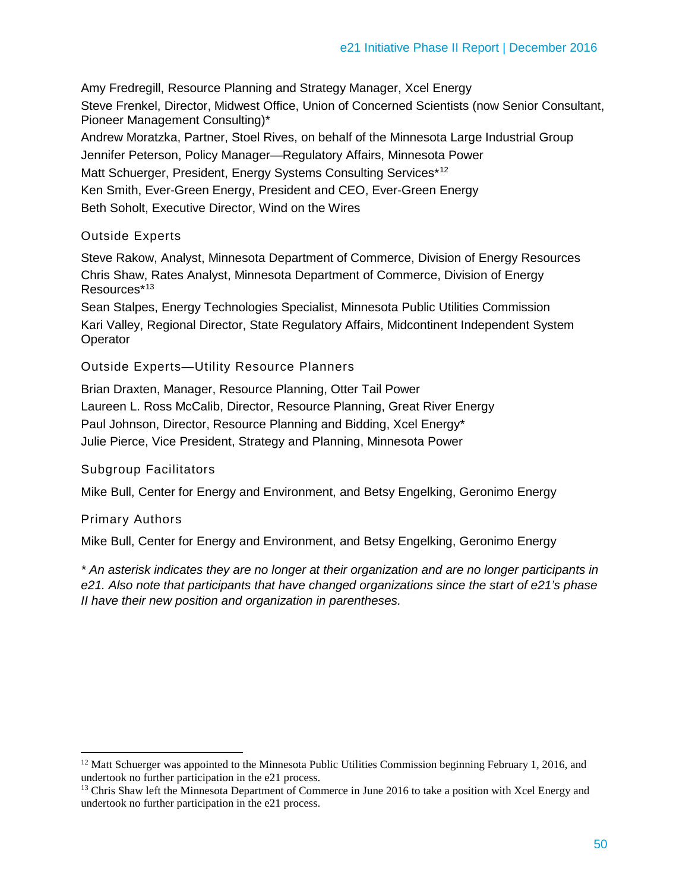Amy Fredregill, Resource Planning and Strategy Manager, Xcel Energy

Steve Frenkel, Director, Midwest Office, Union of Concerned Scientists (now Senior Consultant, Pioneer Management Consulting)*

Andrew Moratzka, Partner, Stoel Rives, on behalf of the Minnesota Large Industrial Group

Jennifer Peterson, Policy Manager—Regulatory Affairs, Minnesota Power

Matt Schuerger, President, Energy Systems Consulting Services*[12]

Ken Smith, Ever-Green Energy, President and CEO, Ever-Green Energy

Beth Soholt, Executive Director, Wind on the Wires

### Outside Experts

Steve Rakow, Analyst, Minnesota Department of Commerce, Division of Energy Resources

Chris Shaw, Rates Analyst, Minnesota Department of Commerce, Division of Energy Resources*[13]

Sean Stalpes, Energy Technologies Specialist, Minnesota Public Utilities Commission

Kari Valley, Regional Director, State Regulatory Affairs, Midcontinent Independent System Operator

### Outside Experts—Utility Resource Planners

Brian Draxten, Manager, Resource Planning, Otter Tail Power

Laureen L. Ross McCalib, Director, Resource Planning, Great River Energy

Paul Johnson, Director, Resource Planning and Bidding, Xcel Energy*

Julie Pierce, Vice President, Strategy and Planning, Minnesota Power

### Subgroup Facilitators

Mike Bull, Center for Energy and Environment, and Betsy Engelking, Geronimo Energy

### Primary Authors

Mike Bull, Center for Energy and Environment, and Betsy Engelking, Geronimo Energy

*\* An asterisk indicates they are no longer at their organization and are no longer participants in e21. Also note that participants that have changed organizations since the start of e21's phase II have their new position and organization in parentheses.*

---

[12] Matt Schuerger was appointed to the Minnesota Public Utilities Commission beginning February 1, 2016, and undertook no further participation in the e21 process.

[13] Chris Shaw left the Minnesota Department of Commerce in June 2016 to take a position with Xcel Energy and undertook no further participation in the e21 process.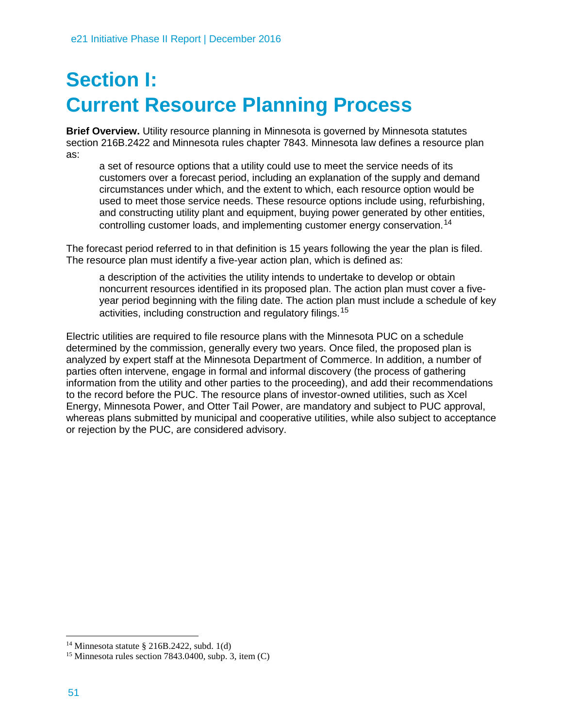# Section I: Current Resource Planning Process

**Brief Overview.** Utility resource planning in Minnesota is governed by Minnesota statutes section 216B.2422 and Minnesota rules chapter 7843. Minnesota law defines a resource plan as:

> a set of resource options that a utility could use to meet the service needs of its customers over a forecast period, including an explanation of the supply and demand circumstances under which, and the extent to which, each resource option would be used to meet those service needs. These resource options include using, refurbishing, and constructing utility plant and equipment, buying power generated by other entities, controlling customer loads, and implementing customer energy conservation.[14]

The forecast period referred to in that definition is 15 years following the year the plan is filed. The resource plan must identify a five-year action plan, which is defined as:

> a description of the activities the utility intends to undertake to develop or obtain noncurrent resources identified in its proposed plan. The action plan must cover a five-year period beginning with the filing date. The action plan must include a schedule of key activities, including construction and regulatory filings.[15]

Electric utilities are required to file resource plans with the Minnesota PUC on a schedule determined by the commission, generally every two years. Once filed, the proposed plan is analyzed by expert staff at the Minnesota Department of Commerce. In addition, a number of parties often intervene, engage in formal and informal discovery (the process of gathering information from the utility and other parties to the proceeding), and add their recommendations to the record before the PUC. The resource plans of investor-owned utilities, such as Xcel Energy, Minnesota Power, and Otter Tail Power, are mandatory and subject to PUC approval, whereas plans submitted by municipal and cooperative utilities, while also subject to acceptance or rejection by the PUC, are considered advisory.

---

[14] Minnesota statute § 216B.2422, subd. 1(d)

[15] Minnesota rules section 7843.0400, subp. 3, item (C)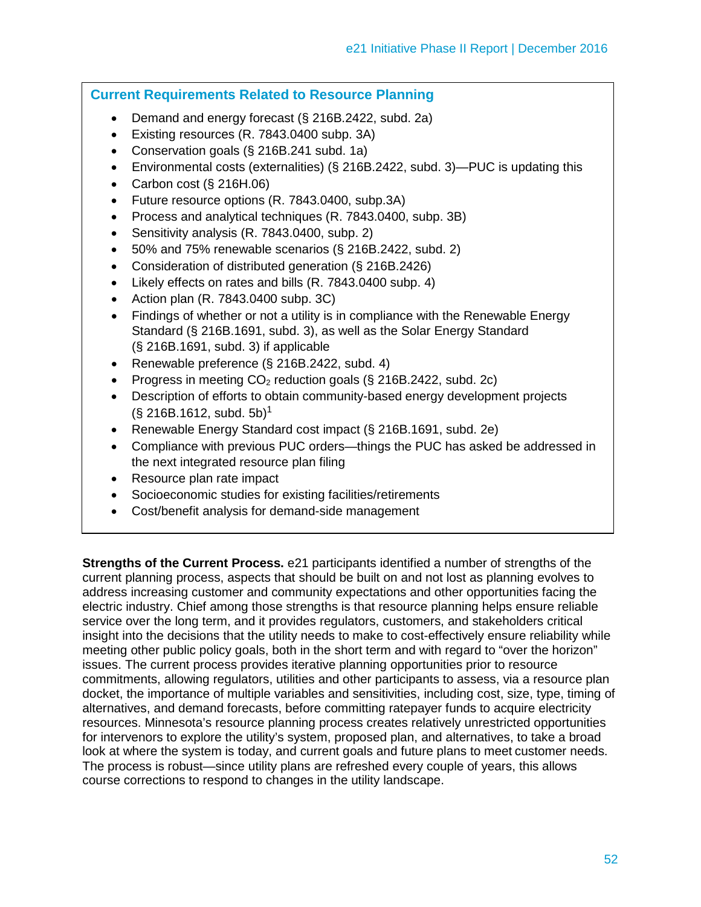### Current Requirements Related to Resource Planning

- Demand and energy forecast (§ 216B.2422, subd. 2a)
- Existing resources (R. 7843.0400 subp. 3A)
- Conservation goals (§ 216B.241 subd. 1a)
- Environmental costs (externalities) (§ 216B.2422, subd. 3)—PUC is updating this
- Carbon cost (§ 216H.06)
- Future resource options (R. 7843.0400, subp.3A)
- Process and analytical techniques (R. 7843.0400, subp. 3B)
- Sensitivity analysis (R. 7843.0400, subp. 2)
- 50% and 75% renewable scenarios (§ 216B.2422, subd. 2)
- Consideration of distributed generation (§ 216B.2426)
- Likely effects on rates and bills (R. 7843.0400 subp. 4)
- Action plan (R. 7843.0400 subp. 3C)
- Findings of whether or not a utility is in compliance with the Renewable Energy Standard (§ 216B.1691, subd. 3), as well as the Solar Energy Standard (§ 216B.1691, subd. 3) if applicable
- Renewable preference (§ 216B.2422, subd. 4)
- Progress in meeting $CO_2$ reduction goals (§ 216B.2422, subd. 2c)
- Description of efforts to obtain community-based energy development projects (§ 216B.1612, subd. 5b)[1]
- Renewable Energy Standard cost impact (§ 216B.1691, subd. 2e)
- Compliance with previous PUC orders—things the PUC has asked be addressed in the next integrated resource plan filing
- Resource plan rate impact
- Socioeconomic studies for existing facilities/retirements
- Cost/benefit analysis for demand-side management

**Strengths of the Current Process.** e21 participants identified a number of strengths of the current planning process, aspects that should be built on and not lost as planning evolves to address increasing customer and community expectations and other opportunities facing the electric industry. Chief among those strengths is that resource planning helps ensure reliable service over the long term, and it provides regulators, customers, and stakeholders critical insight into the decisions that the utility needs to make to cost-effectively ensure reliability while meeting other public policy goals, both in the short term and with regard to "over the horizon" issues. The current process provides iterative planning opportunities prior to resource commitments, allowing regulators, utilities and other participants to assess, via a resource plan docket, the importance of multiple variables and sensitivities, including cost, size, type, timing of alternatives, and demand forecasts, before committing ratepayer funds to acquire electricity resources. Minnesota's resource planning process creates relatively unrestricted opportunities for intervenors to explore the utility's system, proposed plan, and alternatives, to take a broad look at where the system is today, and current goals and future plans to meet customer needs. The process is robust—since utility plans are refreshed every couple of years, this allows course corrections to respond to changes in the utility landscape.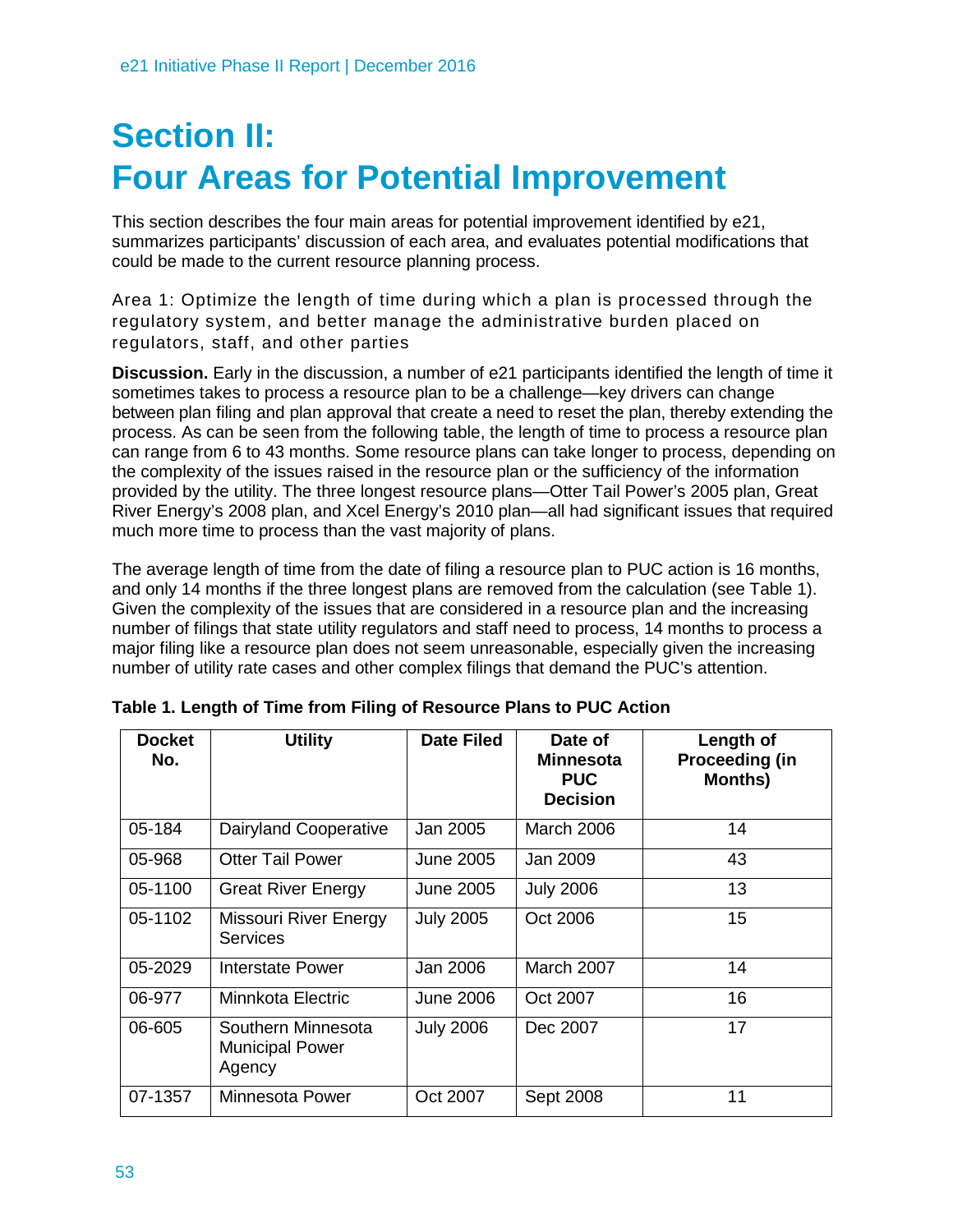# Section II: Four Areas for Potential Improvement

This section describes the four main areas for potential improvement identified by e21, summarizes participants' discussion of each area, and evaluates potential modifications that could be made to the current resource planning process.

### Area 1: Optimize the length of time during which a plan is processed through the regulatory system, and better manage the administrative burden placed on regulators, staff, and other parties

**Discussion.** Early in the discussion, a number of e21 participants identified the length of time it sometimes takes to process a resource plan to be a challenge—key drivers can change between plan filing and plan approval that create a need to reset the plan, thereby extending the process. As can be seen from the following table, the length of time to process a resource plan can range from 6 to 43 months. Some resource plans can take longer to process, depending on the complexity of the issues raised in the resource plan or the sufficiency of the information provided by the utility. The three longest resource plans—Otter Tail Power's 2005 plan, Great River Energy's 2008 plan, and Xcel Energy's 2010 plan—all had significant issues that required much more time to process than the vast majority of plans.

The average length of time from the date of filing a resource plan to PUC action is 16 months, and only 14 months if the three longest plans are removed from the calculation (see Table 1). Given the complexity of the issues that are considered in a resource plan and the increasing number of filings that state utility regulators and staff need to process, 14 months to process a major filing like a resource plan does not seem unreasonable, especially given the increasing number of utility rate cases and other complex filings that demand the PUC's attention.

**Table 1. Length of Time from Filing of Resource Plans to PUC Action**

| Docket No. | Utility | Date Filed | Date of Minnesota PUC Decision | Length of Proceeding (in Months) |
|---|---|---|---|---|
| 05-184 | Dairyland Cooperative | Jan 2005 | March 2006 | 14 |
| 05-968 | Otter Tail Power | June 2005 | Jan 2009 | 43 |
| 05-1100 | Great River Energy | June 2005 | July 2006 | 13 |
| 05-1102 | Missouri River Energy Services | July 2005 | Oct 2006 | 15 |
| 05-2029 | Interstate Power | Jan 2006 | March 2007 | 14 |
| 06-977 | Minnkota Electric | June 2006 | Oct 2007 | 16 |
| 06-605 | Southern Minnesota Municipal Power Agency | July 2006 | Dec 2007 | 17 |
| 07-1357 | Minnesota Power | Oct 2007 | Sept 2008 | 11 |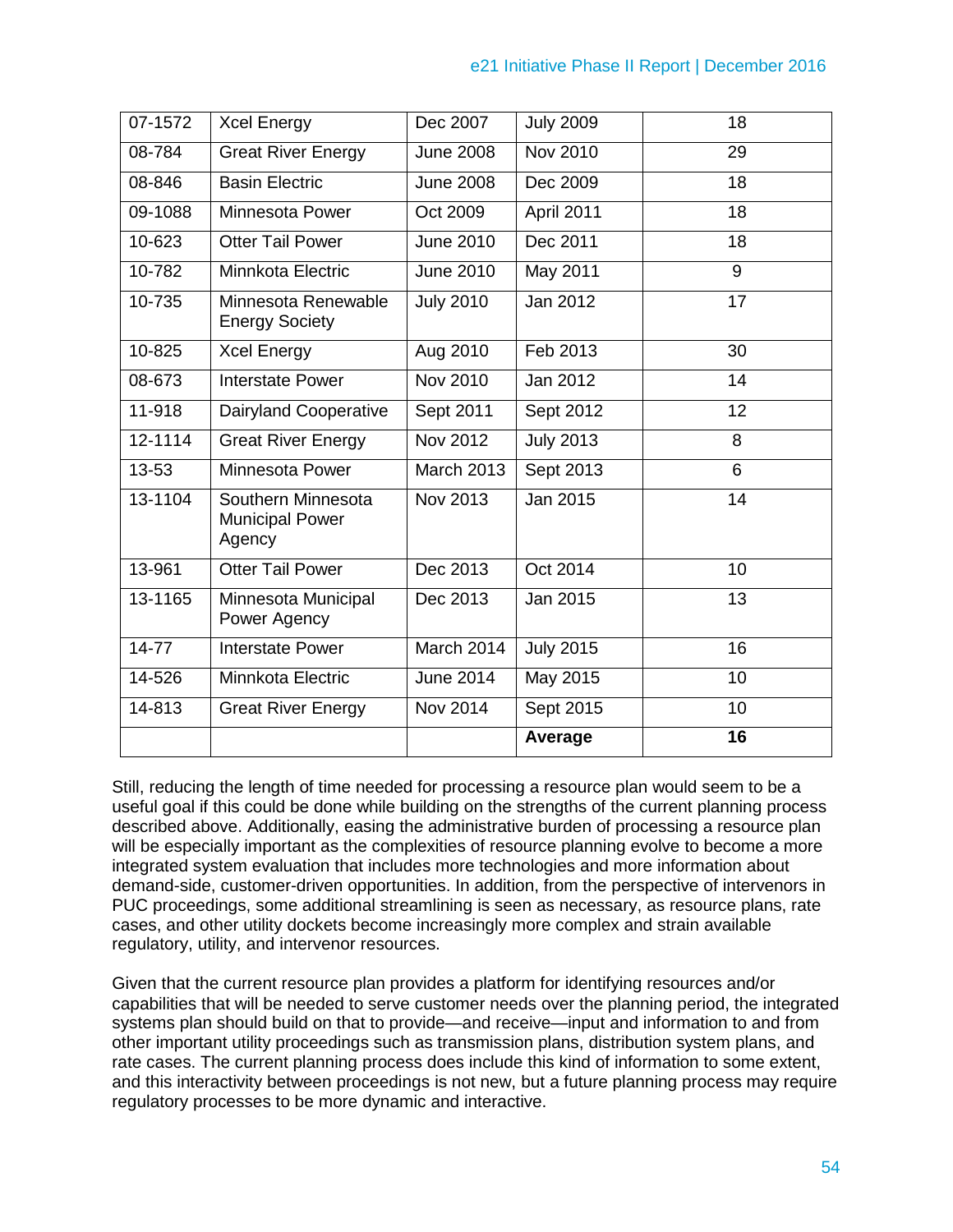| | | | | |
|---|---|---|---|---|
| 07-1572 | Xcel Energy | Dec 2007 | July 2009 | 18 |
| 08-784 | Great River Energy | June 2008 | Nov 2010 | 29 |
| 08-846 | Basin Electric | June 2008 | Dec 2009 | 18 |
| 09-1088 | Minnesota Power | Oct 2009 | April 2011 | 18 |
| 10-623 | Otter Tail Power | June 2010 | Dec 2011 | 18 |
| 10-782 | Minnkota Electric | June 2010 | May 2011 | 9 |
| 10-735 | Minnesota Renewable Energy Society | July 2010 | Jan 2012 | 17 |
| 10-825 | Xcel Energy | Aug 2010 | Feb 2013 | 30 |
| 08-673 | Interstate Power | Nov 2010 | Jan 2012 | 14 |
| 11-918 | Dairyland Cooperative | Sept 2011 | Sept 2012 | 12 |
| 12-1114 | Great River Energy | Nov 2012 | July 2013 | 8 |
| 13-53 | Minnesota Power | March 2013 | Sept 2013 | 6 |
| 13-1104 | Southern Minnesota Municipal Power Agency | Nov 2013 | Jan 2015 | 14 |
| 13-961 | Otter Tail Power | Dec 2013 | Oct 2014 | 10 |
| 13-1165 | Minnesota Municipal Power Agency | Dec 2013 | Jan 2015 | 13 |
| 14-77 | Interstate Power | March 2014 | July 2015 | 16 |
| 14-526 | Minnkota Electric | June 2014 | May 2015 | 10 |
| 14-813 | Great River Energy | Nov 2014 | Sept 2015 | 10 |
| | | | **Average** | **16** |

Still, reducing the length of time needed for processing a resource plan would seem to be a useful goal if this could be done while building on the strengths of the current planning process described above. Additionally, easing the administrative burden of processing a resource plan will be especially important as the complexities of resource planning evolve to become a more integrated system evaluation that includes more technologies and more information about demand-side, customer-driven opportunities. In addition, from the perspective of intervenors in PUC proceedings, some additional streamlining is seen as necessary, as resource plans, rate cases, and other utility dockets become increasingly more complex and strain available regulatory, utility, and intervenor resources.

Given that the current resource plan provides a platform for identifying resources and/or capabilities that will be needed to serve customer needs over the planning period, the integrated systems plan should build on that to provide—and receive—input and information to and from other important utility proceedings such as transmission plans, distribution system plans, and rate cases. The current planning process does include this kind of information to some extent, and this interactivity between proceedings is not new, but a future planning process may require regulatory processes to be more dynamic and interactive.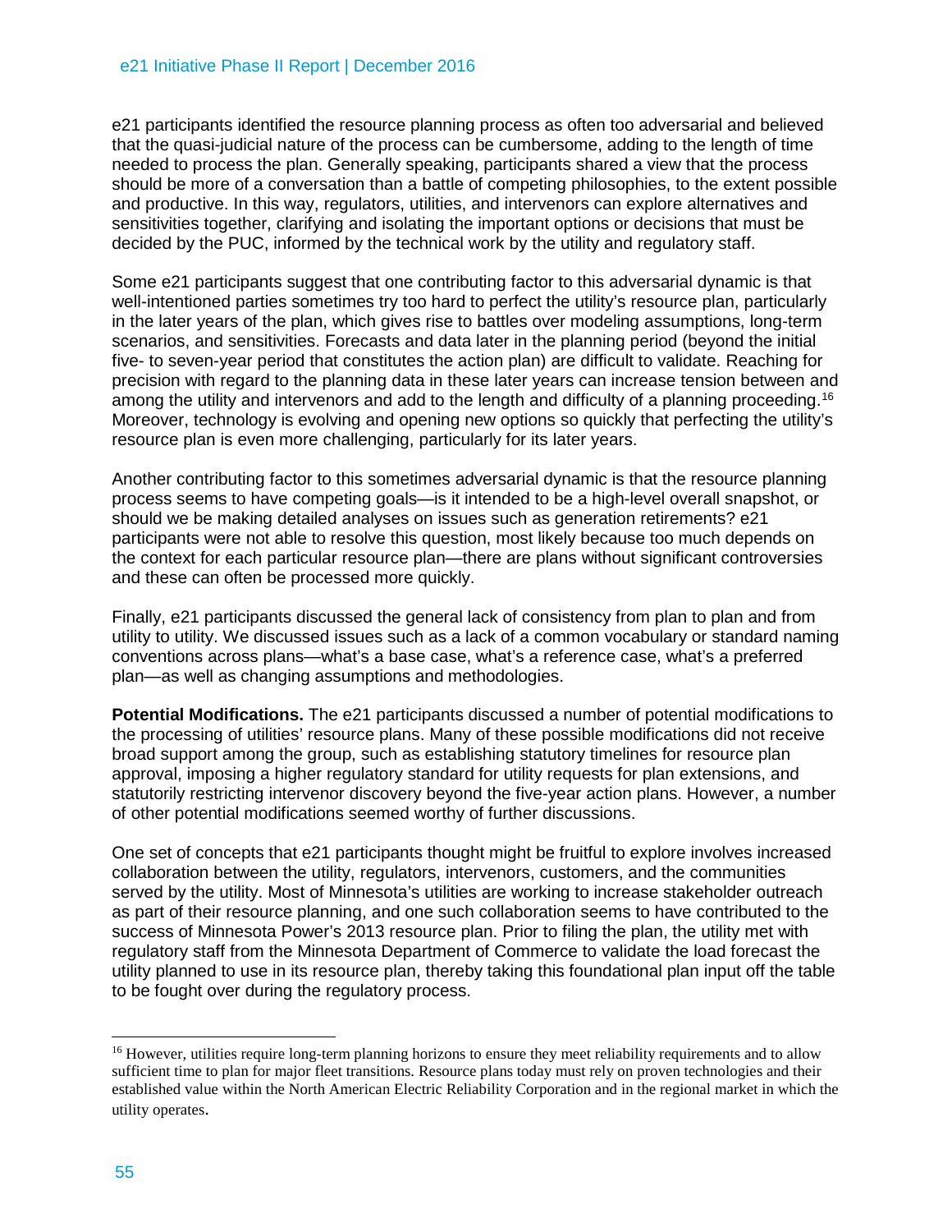e21 participants identified the resource planning process as often too adversarial and believed that the quasi-judicial nature of the process can be cumbersome, adding to the length of time needed to process the plan. Generally speaking, participants shared a view that the process should be more of a conversation than a battle of competing philosophies, to the extent possible and productive. In this way, regulators, utilities, and intervenors can explore alternatives and sensitivities together, clarifying and isolating the important options or decisions that must be decided by the PUC, informed by the technical work by the utility and regulatory staff.

Some e21 participants suggest that one contributing factor to this adversarial dynamic is that well-intentioned parties sometimes try too hard to perfect the utility's resource plan, particularly in the later years of the plan, which gives rise to battles over modeling assumptions, long-term scenarios, and sensitivities. Forecasts and data later in the planning period (beyond the initial five- to seven-year period that constitutes the action plan) are difficult to validate. Reaching for precision with regard to the planning data in these later years can increase tension between and among the utility and intervenors and add to the length and difficulty of a planning proceeding.[16] Moreover, technology is evolving and opening new options so quickly that perfecting the utility's resource plan is even more challenging, particularly for its later years.

Another contributing factor to this sometimes adversarial dynamic is that the resource planning process seems to have competing goals—is it intended to be a high-level overall snapshot, or should we be making detailed analyses on issues such as generation retirements? e21 participants were not able to resolve this question, most likely because too much depends on the context for each particular resource plan—there are plans without significant controversies and these can often be processed more quickly.

Finally, e21 participants discussed the general lack of consistency from plan to plan and from utility to utility. We discussed issues such as a lack of a common vocabulary or standard naming conventions across plans—what's a base case, what's a reference case, what's a preferred plan—as well as changing assumptions and methodologies.

**Potential Modifications.** The e21 participants discussed a number of potential modifications to the processing of utilities' resource plans. Many of these possible modifications did not receive broad support among the group, such as establishing statutory timelines for resource plan approval, imposing a higher regulatory standard for utility requests for plan extensions, and statutorily restricting intervenor discovery beyond the five-year action plans. However, a number of other potential modifications seemed worthy of further discussions.

One set of concepts that e21 participants thought might be fruitful to explore involves increased collaboration between the utility, regulators, intervenors, customers, and the communities served by the utility. Most of Minnesota's utilities are working to increase stakeholder outreach as part of their resource planning, and one such collaboration seems to have contributed to the success of Minnesota Power's 2013 resource plan. Prior to filing the plan, the utility met with regulatory staff from the Minnesota Department of Commerce to validate the load forecast the utility planned to use in its resource plan, thereby taking this foundational plan input off the table to be fought over during the regulatory process.

[16] However, utilities require long-term planning horizons to ensure they meet reliability requirements and to allow sufficient time to plan for major fleet transitions. Resource plans today must rely on proven technologies and their established value within the North American Electric Reliability Corporation and in the regional market in which the utility operates.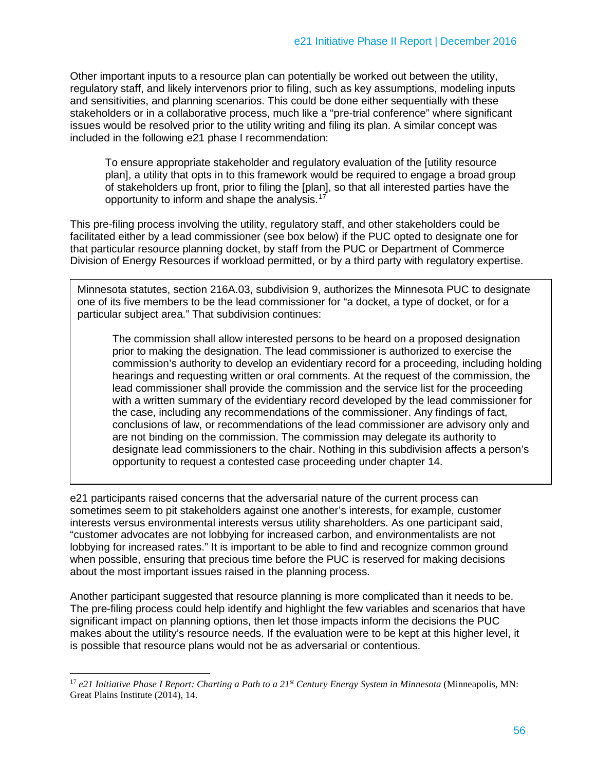Other important inputs to a resource plan can potentially be worked out between the utility, regulatory staff, and likely intervenors prior to filing, such as key assumptions, modeling inputs and sensitivities, and planning scenarios. This could be done either sequentially with these stakeholders or in a collaborative process, much like a "pre-trial conference" where significant issues would be resolved prior to the utility writing and filing its plan. A similar concept was included in the following e21 phase I recommendation:

> To ensure appropriate stakeholder and regulatory evaluation of the [utility resource plan], a utility that opts in to this framework would be required to engage a broad group of stakeholders up front, prior to filing the [plan], so that all interested parties have the opportunity to inform and shape the analysis.[17]

This pre-filing process involving the utility, regulatory staff, and other stakeholders could be facilitated either by a lead commissioner (see box below) if the PUC opted to designate one for that particular resource planning docket, by staff from the PUC or Department of Commerce Division of Energy Resources if workload permitted, or by a third party with regulatory expertise.

---

Minnesota statutes, section 216A.03, subdivision 9, authorizes the Minnesota PUC to designate one of its five members to be the lead commissioner for "a docket, a type of docket, or for a particular subject area." That subdivision continues:

> The commission shall allow interested persons to be heard on a proposed designation prior to making the designation. The lead commissioner is authorized to exercise the commission's authority to develop an evidentiary record for a proceeding, including holding hearings and requesting written or oral comments. At the request of the commission, the lead commissioner shall provide the commission and the service list for the proceeding with a written summary of the evidentiary record developed by the lead commissioner for the case, including any recommendations of the commissioner. Any findings of fact, conclusions of law, or recommendations of the lead commissioner are advisory only and are not binding on the commission. The commission may delegate its authority to designate lead commissioners to the chair. Nothing in this subdivision affects a person's opportunity to request a contested case proceeding under chapter 14.

---

e21 participants raised concerns that the adversarial nature of the current process can sometimes seem to pit stakeholders against one another's interests, for example, customer interests versus environmental interests versus utility shareholders. As one participant said, "customer advocates are not lobbying for increased carbon, and environmentalists are not lobbying for increased rates." It is important to be able to find and recognize common ground when possible, ensuring that precious time before the PUC is reserved for making decisions about the most important issues raised in the planning process.

Another participant suggested that resource planning is more complicated than it needs to be. The pre-filing process could help identify and highlight the few variables and scenarios that have significant impact on planning options, then let those impacts inform the decisions the PUC makes about the utility's resource needs. If the evaluation were to be kept at this higher level, it is possible that resource plans would not be as adversarial or contentious.

---

[17] *e21 Initiative Phase I Report: Charting a Path to a 21st Century Energy System in Minnesota* (Minneapolis, MN: Great Plains Institute (2014), 14.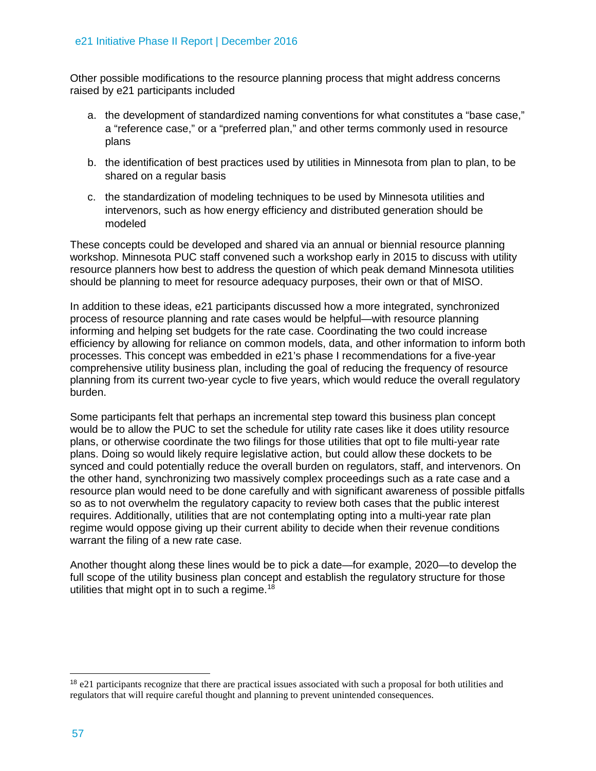Other possible modifications to the resource planning process that might address concerns raised by e21 participants included

a. the development of standardized naming conventions for what constitutes a “base case,” a “reference case,” or a “preferred plan,” and other terms commonly used in resource plans

b. the identification of best practices used by utilities in Minnesota from plan to plan, to be shared on a regular basis

c. the standardization of modeling techniques to be used by Minnesota utilities and intervenors, such as how energy efficiency and distributed generation should be modeled

These concepts could be developed and shared via an annual or biennial resource planning workshop. Minnesota PUC staff convened such a workshop early in 2015 to discuss with utility resource planners how best to address the question of which peak demand Minnesota utilities should be planning to meet for resource adequacy purposes, their own or that of MISO.

In addition to these ideas, e21 participants discussed how a more integrated, synchronized process of resource planning and rate cases would be helpful—with resource planning informing and helping set budgets for the rate case. Coordinating the two could increase efficiency by allowing for reliance on common models, data, and other information to inform both processes. This concept was embedded in e21’s phase I recommendations for a five-year comprehensive utility business plan, including the goal of reducing the frequency of resource planning from its current two-year cycle to five years, which would reduce the overall regulatory burden.

Some participants felt that perhaps an incremental step toward this business plan concept would be to allow the PUC to set the schedule for utility rate cases like it does utility resource plans, or otherwise coordinate the two filings for those utilities that opt to file multi-year rate plans. Doing so would likely require legislative action, but could allow these dockets to be synced and could potentially reduce the overall burden on regulators, staff, and intervenors. On the other hand, synchronizing two massively complex proceedings such as a rate case and a resource plan would need to be done carefully and with significant awareness of possible pitfalls so as to not overwhelm the regulatory capacity to review both cases that the public interest requires. Additionally, utilities that are not contemplating opting into a multi-year rate plan regime would oppose giving up their current ability to decide when their revenue conditions warrant the filing of a new rate case.

Another thought along these lines would be to pick a date—for example, 2020—to develop the full scope of the utility business plan concept and establish the regulatory structure for those utilities that might opt in to such a regime.[18]

[18] e21 participants recognize that there are practical issues associated with such a proposal for both utilities and regulators that will require careful thought and planning to prevent unintended consequences.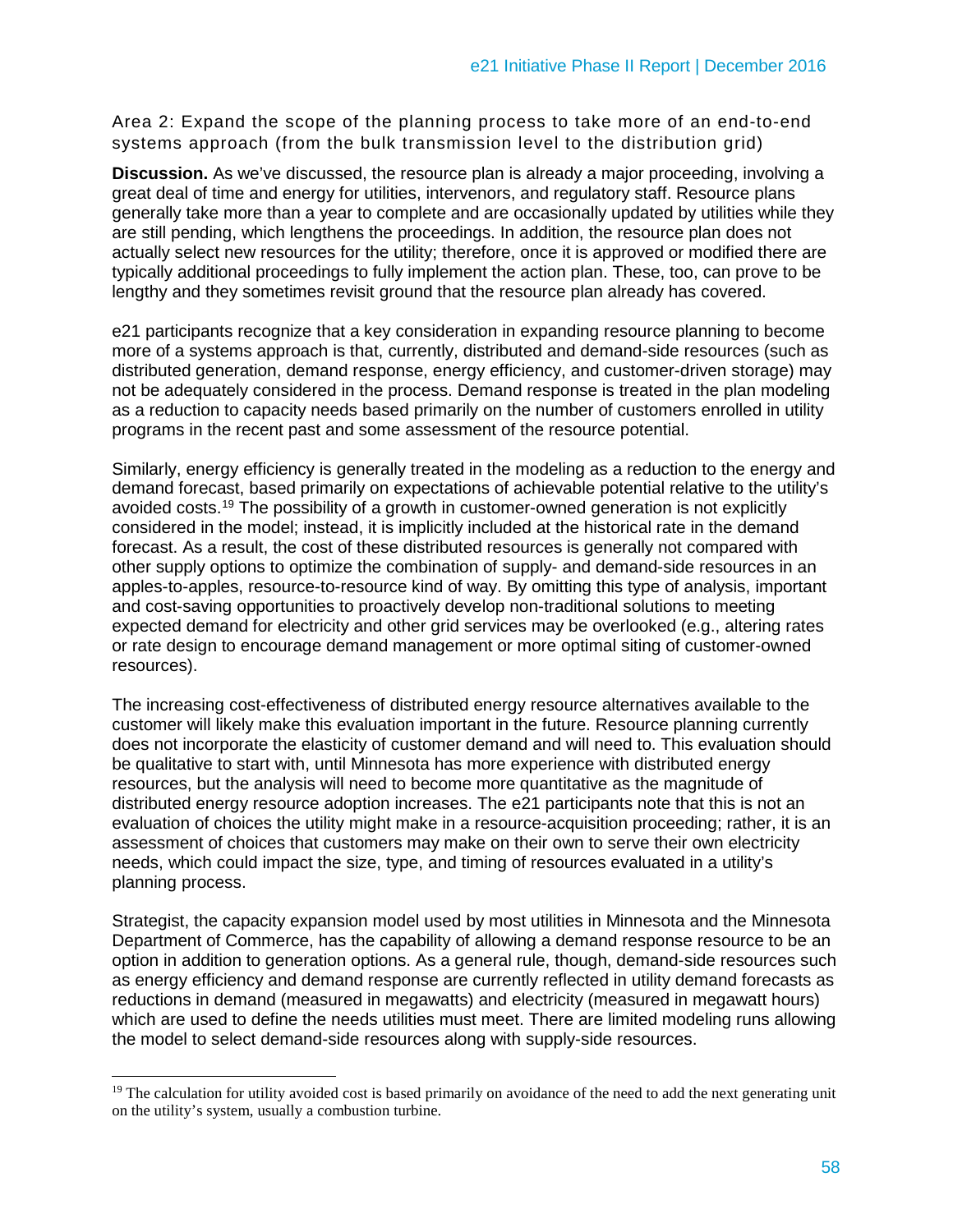### Area 2: Expand the scope of the planning process to take more of an end-to-end systems approach (from the bulk transmission level to the distribution grid)

**Discussion.** As we've discussed, the resource plan is already a major proceeding, involving a great deal of time and energy for utilities, intervenors, and regulatory staff. Resource plans generally take more than a year to complete and are occasionally updated by utilities while they are still pending, which lengthens the proceedings. In addition, the resource plan does not actually select new resources for the utility; therefore, once it is approved or modified there are typically additional proceedings to fully implement the action plan. These, too, can prove to be lengthy and they sometimes revisit ground that the resource plan already has covered.

e21 participants recognize that a key consideration in expanding resource planning to become more of a systems approach is that, currently, distributed and demand-side resources (such as distributed generation, demand response, energy efficiency, and customer-driven storage) may not be adequately considered in the process. Demand response is treated in the plan modeling as a reduction to capacity needs based primarily on the number of customers enrolled in utility programs in the recent past and some assessment of the resource potential.

Similarly, energy efficiency is generally treated in the modeling as a reduction to the energy and demand forecast, based primarily on expectations of achievable potential relative to the utility's avoided costs.[19] The possibility of a growth in customer-owned generation is not explicitly considered in the model; instead, it is implicitly included at the historical rate in the demand forecast. As a result, the cost of these distributed resources is generally not compared with other supply options to optimize the combination of supply- and demand-side resources in an apples-to-apples, resource-to-resource kind of way. By omitting this type of analysis, important and cost-saving opportunities to proactively develop non-traditional solutions to meeting expected demand for electricity and other grid services may be overlooked (e.g., altering rates or rate design to encourage demand management or more optimal siting of customer-owned resources).

The increasing cost-effectiveness of distributed energy resource alternatives available to the customer will likely make this evaluation important in the future. Resource planning currently does not incorporate the elasticity of customer demand and will need to. This evaluation should be qualitative to start with, until Minnesota has more experience with distributed energy resources, but the analysis will need to become more quantitative as the magnitude of distributed energy resource adoption increases. The e21 participants note that this is not an evaluation of choices the utility might make in a resource-acquisition proceeding; rather, it is an assessment of choices that customers may make on their own to serve their own electricity needs, which could impact the size, type, and timing of resources evaluated in a utility's planning process.

Strategist, the capacity expansion model used by most utilities in Minnesota and the Minnesota Department of Commerce, has the capability of allowing a demand response resource to be an option in addition to generation options. As a general rule, though, demand-side resources such as energy efficiency and demand response are currently reflected in utility demand forecasts as reductions in demand (measured in megawatts) and electricity (measured in megawatt hours) which are used to define the needs utilities must meet. There are limited modeling runs allowing the model to select demand-side resources along with supply-side resources.

---

[19] The calculation for utility avoided cost is based primarily on avoidance of the need to add the next generating unit on the utility's system, usually a combustion turbine.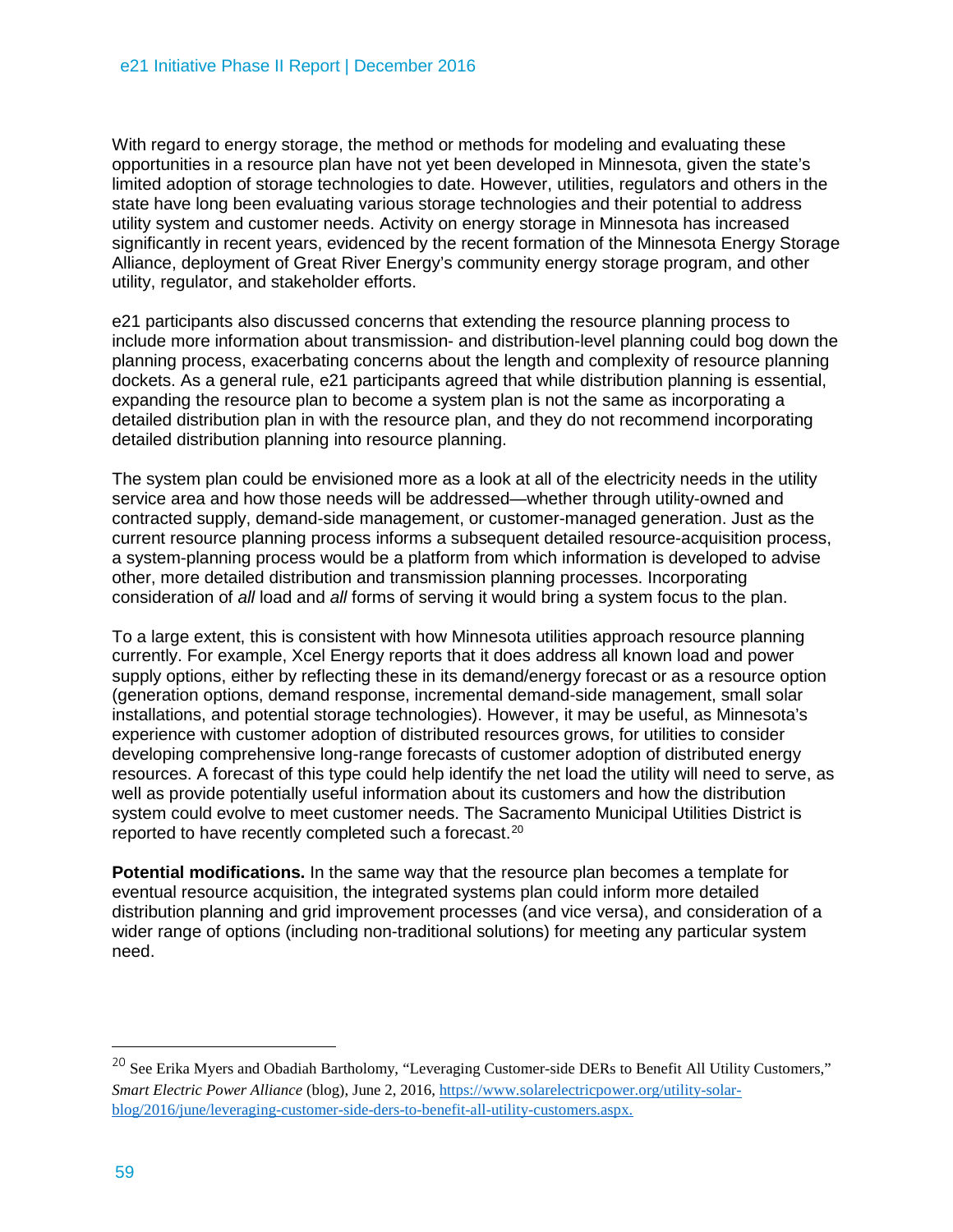With regard to energy storage, the method or methods for modeling and evaluating these opportunities in a resource plan have not yet been developed in Minnesota, given the state's limited adoption of storage technologies to date. However, utilities, regulators and others in the state have long been evaluating various storage technologies and their potential to address utility system and customer needs. Activity on energy storage in Minnesota has increased significantly in recent years, evidenced by the recent formation of the Minnesota Energy Storage Alliance, deployment of Great River Energy's community energy storage program, and other utility, regulator, and stakeholder efforts.

e21 participants also discussed concerns that extending the resource planning process to include more information about transmission- and distribution-level planning could bog down the planning process, exacerbating concerns about the length and complexity of resource planning dockets. As a general rule, e21 participants agreed that while distribution planning is essential, expanding the resource plan to become a system plan is not the same as incorporating a detailed distribution plan in with the resource plan, and they do not recommend incorporating detailed distribution planning into resource planning.

The system plan could be envisioned more as a look at all of the electricity needs in the utility service area and how those needs will be addressed—whether through utility-owned and contracted supply, demand-side management, or customer-managed generation. Just as the current resource planning process informs a subsequent detailed resource-acquisition process, a system-planning process would be a platform from which information is developed to advise other, more detailed distribution and transmission planning processes. Incorporating consideration of *all* load and *all* forms of serving it would bring a system focus to the plan.

To a large extent, this is consistent with how Minnesota utilities approach resource planning currently. For example, Xcel Energy reports that it does address all known load and power supply options, either by reflecting these in its demand/energy forecast or as a resource option (generation options, demand response, incremental demand-side management, small solar installations, and potential storage technologies). However, it may be useful, as Minnesota's experience with customer adoption of distributed resources grows, for utilities to consider developing comprehensive long-range forecasts of customer adoption of distributed energy resources. A forecast of this type could help identify the net load the utility will need to serve, as well as provide potentially useful information about its customers and how the distribution system could evolve to meet customer needs. The Sacramento Municipal Utilities District is reported to have recently completed such a forecast.[20]

**Potential modifications.** In the same way that the resource plan becomes a template for eventual resource acquisition, the integrated systems plan could inform more detailed distribution planning and grid improvement processes (and vice versa), and consideration of a wider range of options (including non-traditional solutions) for meeting any particular system need.

---

[20] See Erika Myers and Obadiah Bartholomy, "Leveraging Customer-side DERs to Benefit All Utility Customers," *Smart Electric Power Alliance* (blog), June 2, 2016, https://www.solarelectricpower.org/utility-solar-blog/2016/june/leveraging-customer-side-ders-to-benefit-all-utility-customers.aspx.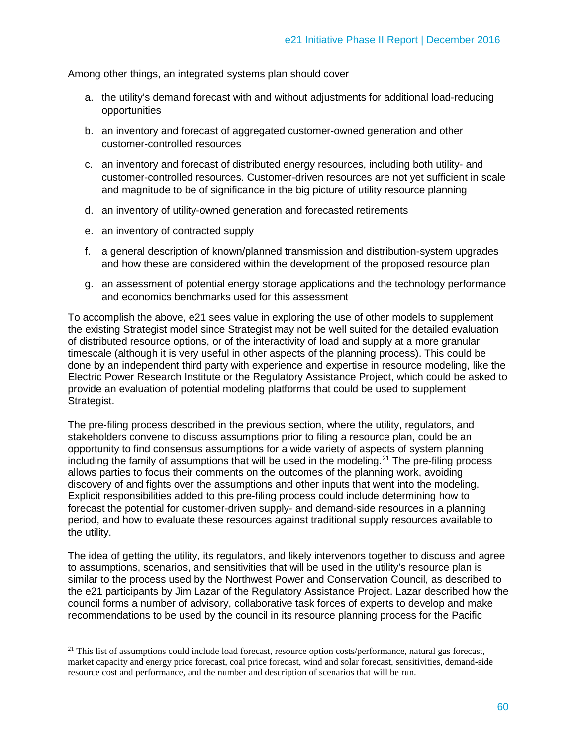Among other things, an integrated systems plan should cover

a. the utility's demand forecast with and without adjustments for additional load-reducing opportunities

b. an inventory and forecast of aggregated customer-owned generation and other customer-controlled resources

c. an inventory and forecast of distributed energy resources, including both utility- and customer-controlled resources. Customer-driven resources are not yet sufficient in scale and magnitude to be of significance in the big picture of utility resource planning

d. an inventory of utility-owned generation and forecasted retirements

e. an inventory of contracted supply

f. a general description of known/planned transmission and distribution-system upgrades and how these are considered within the development of the proposed resource plan

g. an assessment of potential energy storage applications and the technology performance and economics benchmarks used for this assessment

To accomplish the above, e21 sees value in exploring the use of other models to supplement the existing Strategist model since Strategist may not be well suited for the detailed evaluation of distributed resource options, or of the interactivity of load and supply at a more granular timescale (although it is very useful in other aspects of the planning process). This could be done by an independent third party with experience and expertise in resource modeling, like the Electric Power Research Institute or the Regulatory Assistance Project, which could be asked to provide an evaluation of potential modeling platforms that could be used to supplement Strategist.

The pre-filing process described in the previous section, where the utility, regulators, and stakeholders convene to discuss assumptions prior to filing a resource plan, could be an opportunity to find consensus assumptions for a wide variety of aspects of system planning including the family of assumptions that will be used in the modeling.[21] The pre-filing process allows parties to focus their comments on the outcomes of the planning work, avoiding discovery of and fights over the assumptions and other inputs that went into the modeling. Explicit responsibilities added to this pre-filing process could include determining how to forecast the potential for customer-driven supply- and demand-side resources in a planning period, and how to evaluate these resources against traditional supply resources available to the utility.

The idea of getting the utility, its regulators, and likely intervenors together to discuss and agree to assumptions, scenarios, and sensitivities that will be used in the utility's resource plan is similar to the process used by the Northwest Power and Conservation Council, as described to the e21 participants by Jim Lazar of the Regulatory Assistance Project. Lazar described how the council forms a number of advisory, collaborative task forces of experts to develop and make recommendations to be used by the council in its resource planning process for the Pacific

---

[21] This list of assumptions could include load forecast, resource option costs/performance, natural gas forecast, market capacity and energy price forecast, coal price forecast, wind and solar forecast, sensitivities, demand-side resource cost and performance, and the number and description of scenarios that will be run.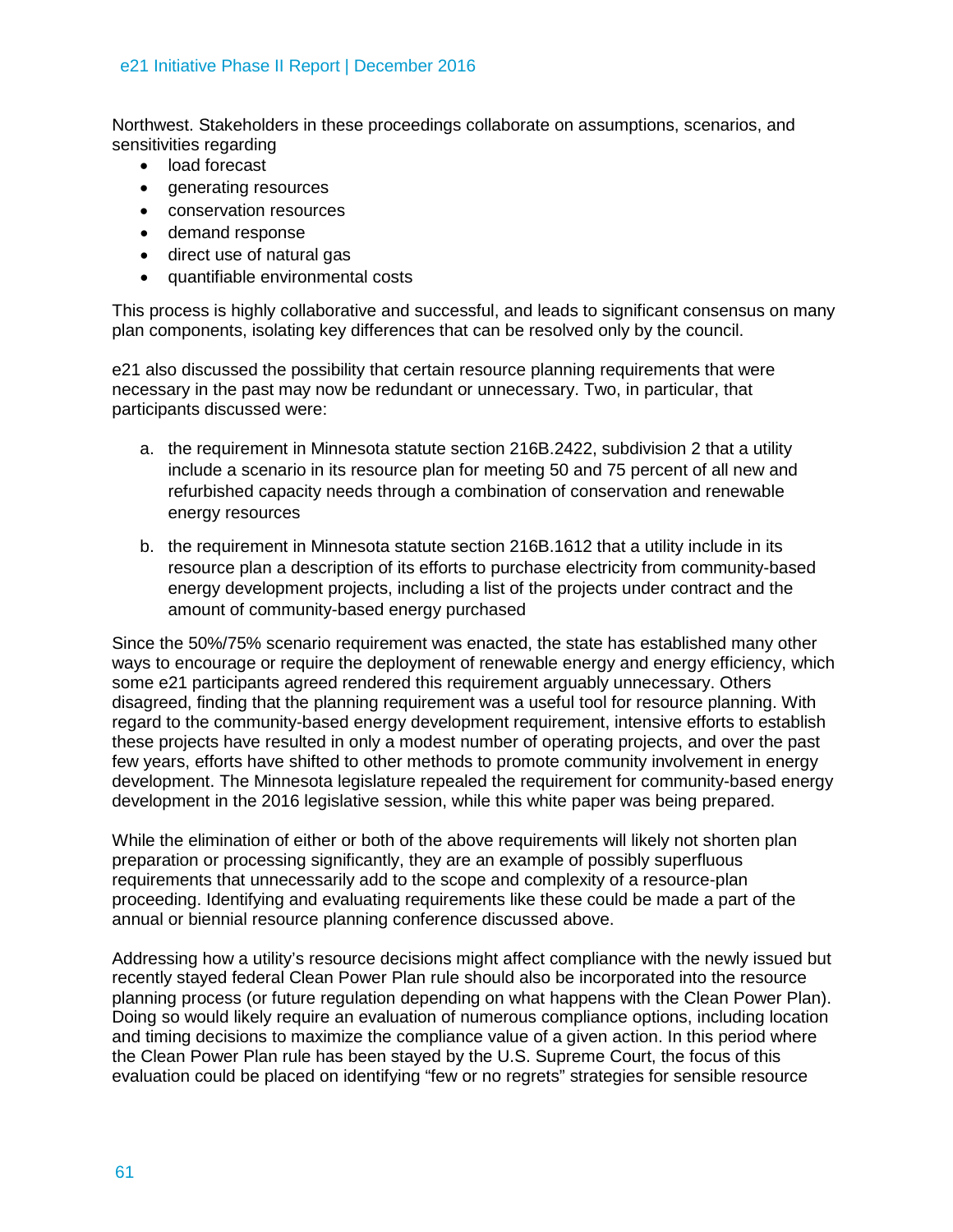Northwest. Stakeholders in these proceedings collaborate on assumptions, scenarios, and sensitivities regarding

- load forecast
- generating resources
- conservation resources
- demand response
- direct use of natural gas
- quantifiable environmental costs

This process is highly collaborative and successful, and leads to significant consensus on many plan components, isolating key differences that can be resolved only by the council.

e21 also discussed the possibility that certain resource planning requirements that were necessary in the past may now be redundant or unnecessary. Two, in particular, that participants discussed were:

a. the requirement in Minnesota statute section 216B.2422, subdivision 2 that a utility include a scenario in its resource plan for meeting 50 and 75 percent of all new and refurbished capacity needs through a combination of conservation and renewable energy resources

b. the requirement in Minnesota statute section 216B.1612 that a utility include in its resource plan a description of its efforts to purchase electricity from community-based energy development projects, including a list of the projects under contract and the amount of community-based energy purchased

Since the 50%/75% scenario requirement was enacted, the state has established many other ways to encourage or require the deployment of renewable energy and energy efficiency, which some e21 participants agreed rendered this requirement arguably unnecessary. Others disagreed, finding that the planning requirement was a useful tool for resource planning. With regard to the community-based energy development requirement, intensive efforts to establish these projects have resulted in only a modest number of operating projects, and over the past few years, efforts have shifted to other methods to promote community involvement in energy development. The Minnesota legislature repealed the requirement for community-based energy development in the 2016 legislative session, while this white paper was being prepared.

While the elimination of either or both of the above requirements will likely not shorten plan preparation or processing significantly, they are an example of possibly superfluous requirements that unnecessarily add to the scope and complexity of a resource-plan proceeding. Identifying and evaluating requirements like these could be made a part of the annual or biennial resource planning conference discussed above.

Addressing how a utility's resource decisions might affect compliance with the newly issued but recently stayed federal Clean Power Plan rule should also be incorporated into the resource planning process (or future regulation depending on what happens with the Clean Power Plan). Doing so would likely require an evaluation of numerous compliance options, including location and timing decisions to maximize the compliance value of a given action. In this period where the Clean Power Plan rule has been stayed by the U.S. Supreme Court, the focus of this evaluation could be placed on identifying "few or no regrets" strategies for sensible resource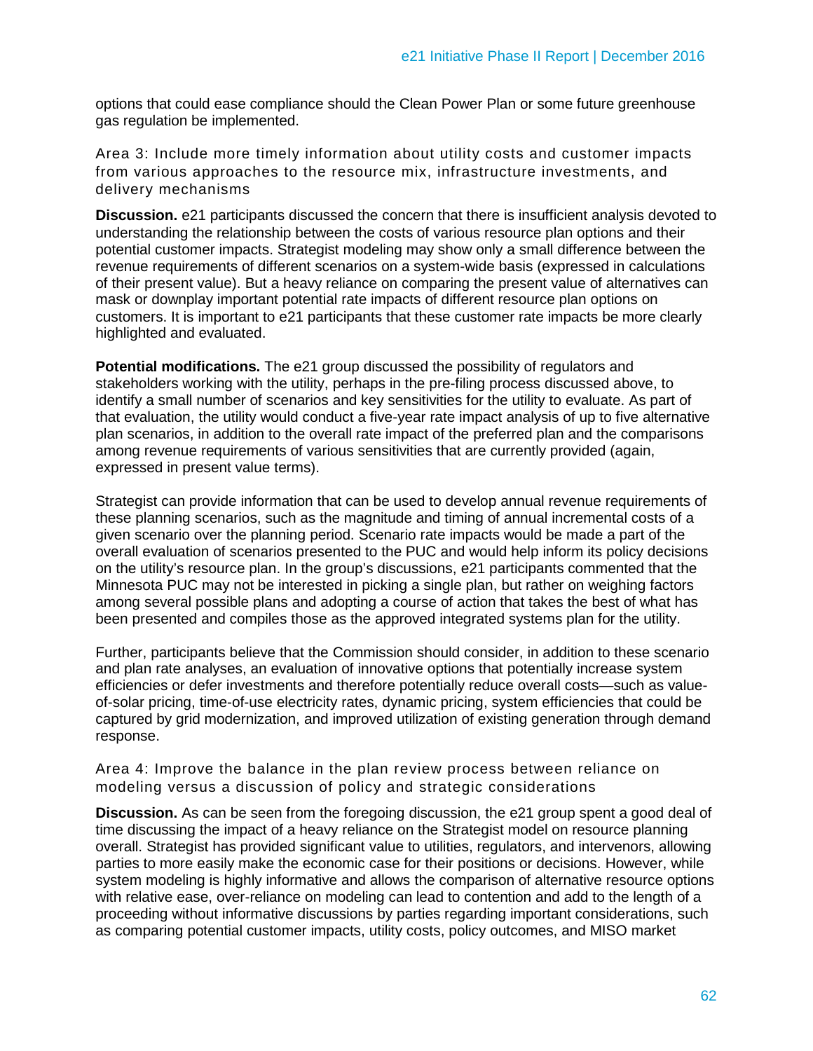options that could ease compliance should the Clean Power Plan or some future greenhouse gas regulation be implemented.

### Area 3: Include more timely information about utility costs and customer impacts from various approaches to the resource mix, infrastructure investments, and delivery mechanisms

**Discussion.** e21 participants discussed the concern that there is insufficient analysis devoted to understanding the relationship between the costs of various resource plan options and their potential customer impacts. Strategist modeling may show only a small difference between the revenue requirements of different scenarios on a system-wide basis (expressed in calculations of their present value). But a heavy reliance on comparing the present value of alternatives can mask or downplay important potential rate impacts of different resource plan options on customers. It is important to e21 participants that these customer rate impacts be more clearly highlighted and evaluated.

**Potential modifications.** The e21 group discussed the possibility of regulators and stakeholders working with the utility, perhaps in the pre-filing process discussed above, to identify a small number of scenarios and key sensitivities for the utility to evaluate. As part of that evaluation, the utility would conduct a five-year rate impact analysis of up to five alternative plan scenarios, in addition to the overall rate impact of the preferred plan and the comparisons among revenue requirements of various sensitivities that are currently provided (again, expressed in present value terms).

Strategist can provide information that can be used to develop annual revenue requirements of these planning scenarios, such as the magnitude and timing of annual incremental costs of a given scenario over the planning period. Scenario rate impacts would be made a part of the overall evaluation of scenarios presented to the PUC and would help inform its policy decisions on the utility's resource plan. In the group's discussions, e21 participants commented that the Minnesota PUC may not be interested in picking a single plan, but rather on weighing factors among several possible plans and adopting a course of action that takes the best of what has been presented and compiles those as the approved integrated systems plan for the utility.

Further, participants believe that the Commission should consider, in addition to these scenario and plan rate analyses, an evaluation of innovative options that potentially increase system efficiencies or defer investments and therefore potentially reduce overall costs—such as value-of-solar pricing, time-of-use electricity rates, dynamic pricing, system efficiencies that could be captured by grid modernization, and improved utilization of existing generation through demand response.

### Area 4: Improve the balance in the plan review process between reliance on modeling versus a discussion of policy and strategic considerations

**Discussion.** As can be seen from the foregoing discussion, the e21 group spent a good deal of time discussing the impact of a heavy reliance on the Strategist model on resource planning overall. Strategist has provided significant value to utilities, regulators, and intervenors, allowing parties to more easily make the economic case for their positions or decisions. However, while system modeling is highly informative and allows the comparison of alternative resource options with relative ease, over-reliance on modeling can lead to contention and add to the length of a proceeding without informative discussions by parties regarding important considerations, such as comparing potential customer impacts, utility costs, policy outcomes, and MISO market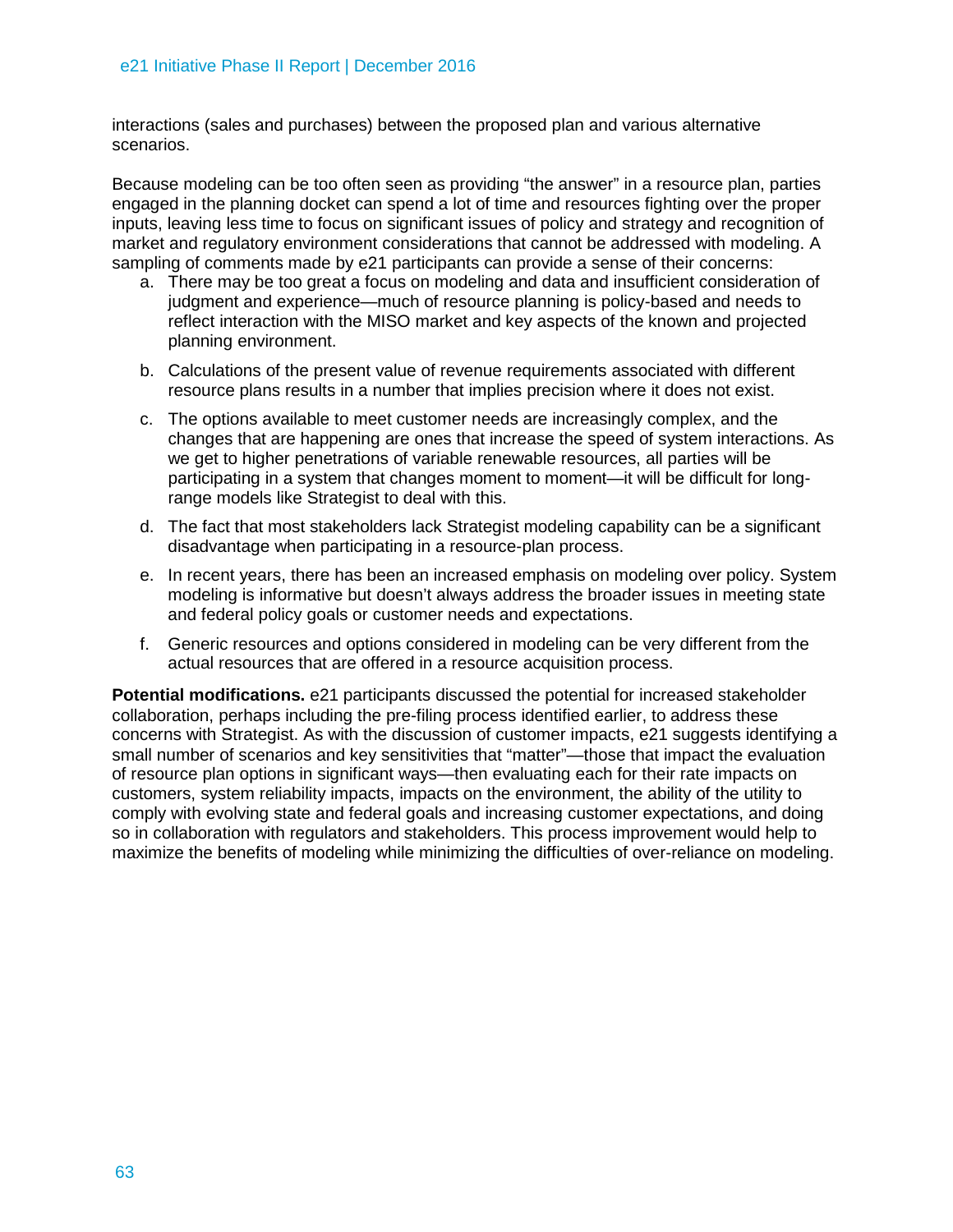interactions (sales and purchases) between the proposed plan and various alternative scenarios.

Because modeling can be too often seen as providing “the answer” in a resource plan, parties engaged in the planning docket can spend a lot of time and resources fighting over the proper inputs, leaving less time to focus on significant issues of policy and strategy and recognition of market and regulatory environment considerations that cannot be addressed with modeling. A sampling of comments made by e21 participants can provide a sense of their concerns:

a. There may be too great a focus on modeling and data and insufficient consideration of judgment and experience—much of resource planning is policy-based and needs to reflect interaction with the MISO market and key aspects of the known and projected planning environment.

b. Calculations of the present value of revenue requirements associated with different resource plans results in a number that implies precision where it does not exist.

c. The options available to meet customer needs are increasingly complex, and the changes that are happening are ones that increase the speed of system interactions. As we get to higher penetrations of variable renewable resources, all parties will be participating in a system that changes moment to moment—it will be difficult for long-range models like Strategist to deal with this.

d. The fact that most stakeholders lack Strategist modeling capability can be a significant disadvantage when participating in a resource-plan process.

e. In recent years, there has been an increased emphasis on modeling over policy. System modeling is informative but doesn’t always address the broader issues in meeting state and federal policy goals or customer needs and expectations.

f. Generic resources and options considered in modeling can be very different from the actual resources that are offered in a resource acquisition process.

**Potential modifications.** e21 participants discussed the potential for increased stakeholder collaboration, perhaps including the pre-filing process identified earlier, to address these concerns with Strategist. As with the discussion of customer impacts, e21 suggests identifying a small number of scenarios and key sensitivities that “matter”—those that impact the evaluation of resource plan options in significant ways—then evaluating each for their rate impacts on customers, system reliability impacts, impacts on the environment, the ability of the utility to comply with evolving state and federal goals and increasing customer expectations, and doing so in collaboration with regulators and stakeholders. This process improvement would help to maximize the benefits of modeling while minimizing the difficulties of over-reliance on modeling.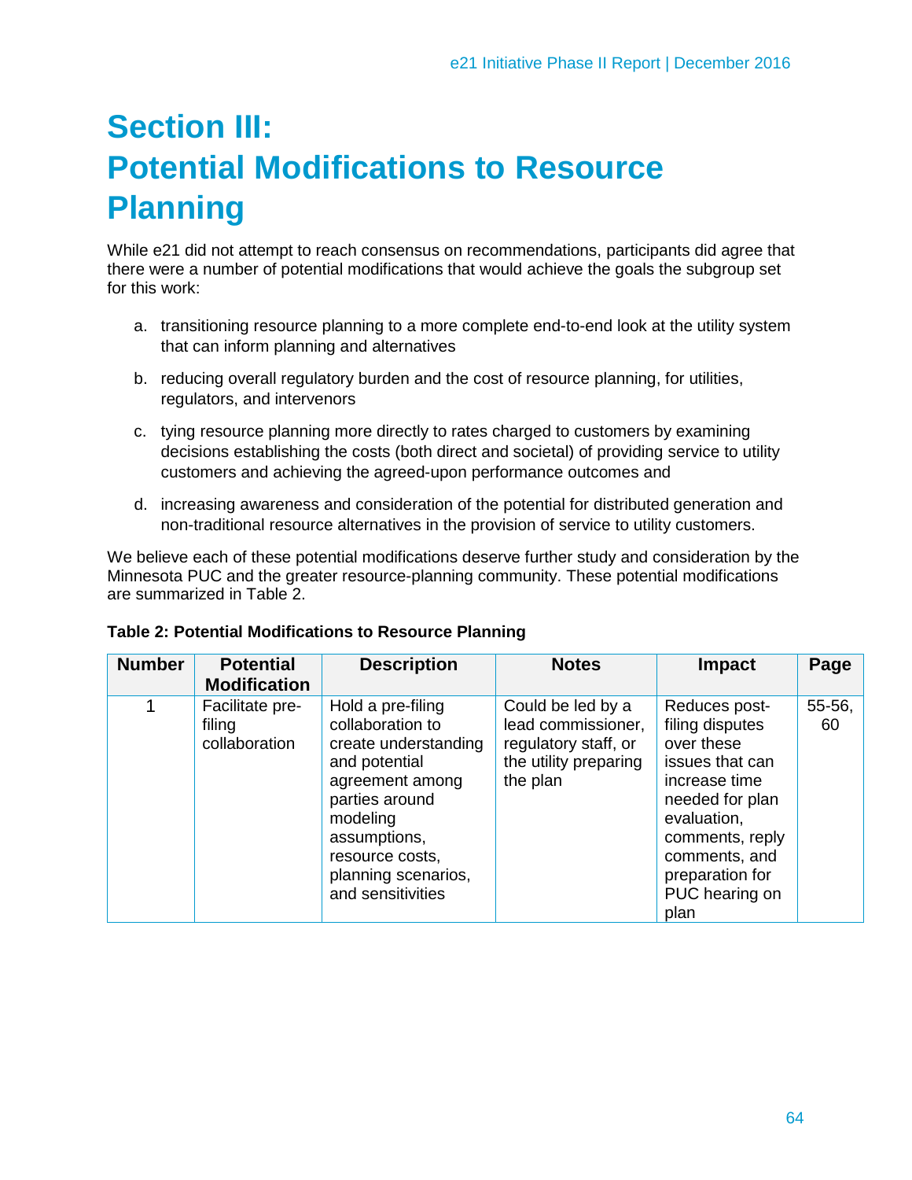# Section III: Potential Modifications to Resource Planning

While e21 did not attempt to reach consensus on recommendations, participants did agree that there were a number of potential modifications that would achieve the goals the subgroup set for this work:

a. transitioning resource planning to a more complete end-to-end look at the utility system that can inform planning and alternatives

b. reducing overall regulatory burden and the cost of resource planning, for utilities, regulators, and intervenors

c. tying resource planning more directly to rates charged to customers by examining decisions establishing the costs (both direct and societal) of providing service to utility customers and achieving the agreed-upon performance outcomes and

d. increasing awareness and consideration of the potential for distributed generation and non-traditional resource alternatives in the provision of service to utility customers.

We believe each of these potential modifications deserve further study and consideration by the Minnesota PUC and the greater resource-planning community. These potential modifications are summarized in Table 2.

**Table 2: Potential Modifications to Resource Planning**

| Number | Potential Modification | Description | Notes | Impact | Page |
|---|---|---|---|---|---|
| 1 | Facilitate pre-filing collaboration | Hold a pre-filing collaboration to create understanding and potential agreement among parties around modeling assumptions, resource costs, planning scenarios, and sensitivities | Could be led by a lead commissioner, regulatory staff, or the utility preparing the plan | Reduces post-filing disputes over these issues that can increase time needed for plan evaluation, comments, reply comments, and preparation for PUC hearing on plan | 55-56, 60 |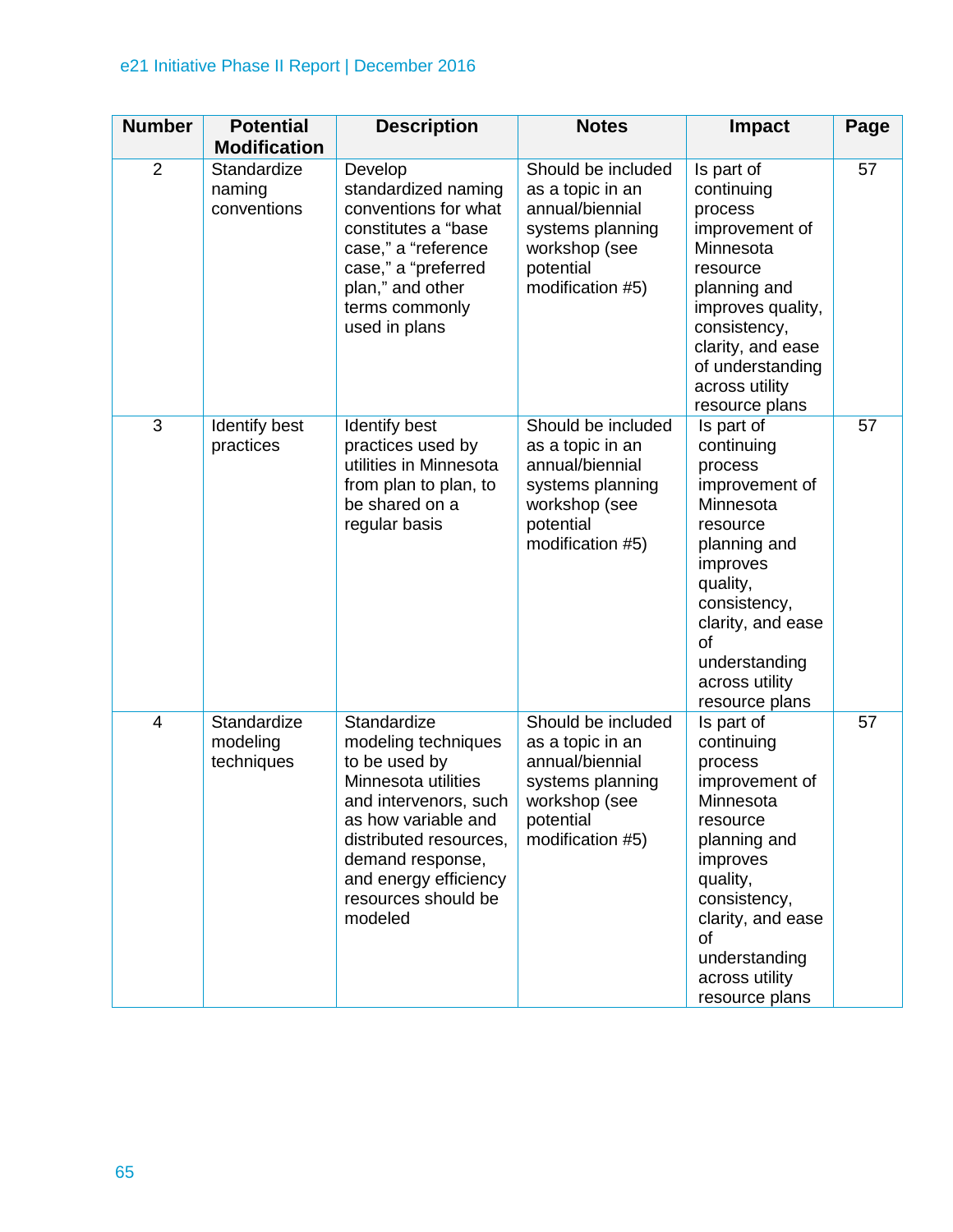| Number | Potential Modification | Description | Notes | Impact | Page |
|---|---|---|---|---|---|
| 2 | Standardize naming conventions | Develop standardized naming conventions for what constitutes a "base case," a "reference case," a "preferred plan," and other terms commonly used in plans | Should be included as a topic in an annual/biennial systems planning workshop (see potential modification #5) | Is part of continuing process improvement of Minnesota resource planning and improves quality, consistency, clarity, and ease of understanding across utility resource plans | 57 |
| 3 | Identify best practices | Identify best practices used by utilities in Minnesota from plan to plan, to be shared on a regular basis | Should be included as a topic in an annual/biennial systems planning workshop (see potential modification #5) | Is part of continuing process improvement of Minnesota resource planning and improves quality, consistency, clarity, and ease of understanding across utility resource plans | 57 |
| 4 | Standardize modeling techniques | Standardize modeling techniques to be used by Minnesota utilities and intervenors, such as how variable and distributed resources, demand response, and energy efficiency resources should be modeled | Should be included as a topic in an annual/biennial systems planning workshop (see potential modification #5) | Is part of continuing process improvement of Minnesota resource planning and improves quality, consistency, clarity, and ease of understanding across utility resource plans | 57 |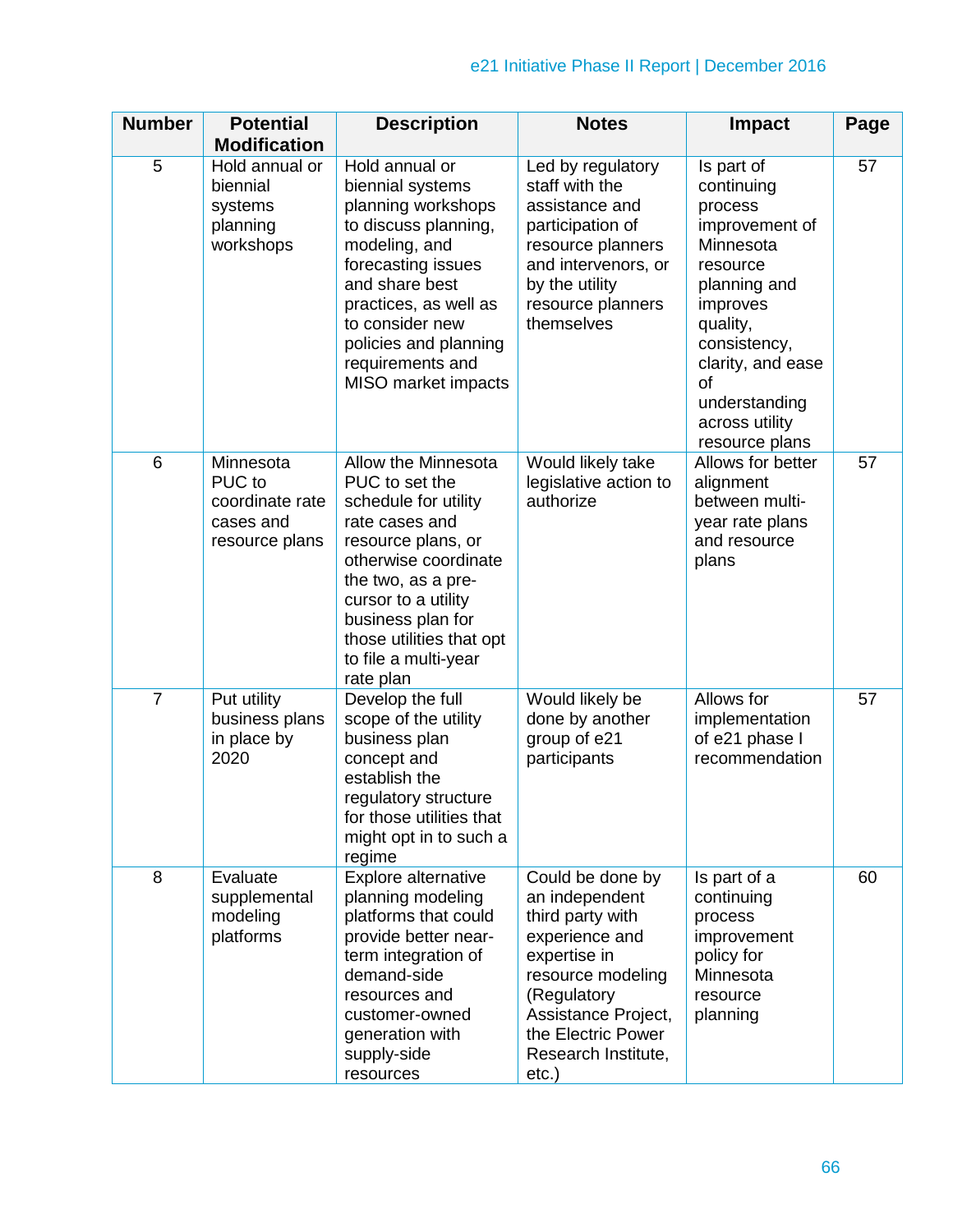| Number | Potential Modification | Description | Notes | Impact | Page |
|---|---|---|---|---|---|
| 5 | Hold annual or biennial systems planning workshops | Hold annual or biennial systems planning workshops to discuss planning, modeling, and forecasting issues and share best practices, as well as to consider new policies and planning requirements and MISO market impacts | Led by regulatory staff with the assistance and participation of resource planners and intervenors, or by the utility resource planners themselves | Is part of continuing process improvement of Minnesota resource planning and improves quality, consistency, clarity, and ease of understanding across utility resource plans | 57 |
| 6 | Minnesota PUC to coordinate rate cases and resource plans | Allow the Minnesota PUC to set the schedule for utility rate cases and resource plans, or otherwise coordinate the two, as a pre-cursor to a utility business plan for those utilities that opt to file a multi-year rate plan | Would likely take legislative action to authorize | Allows for better alignment between multi-year rate plans and resource plans | 57 |
| 7 | Put utility business plans in place by 2020 | Develop the full scope of the utility business plan concept and establish the regulatory structure for those utilities that might opt in to such a regime | Would likely be done by another group of e21 participants | Allows for implementation of e21 phase I recommendation | 57 |
| 8 | Evaluate supplemental modeling platforms | Explore alternative planning modeling platforms that could provide better near-term integration of demand-side resources and customer-owned generation with supply-side resources | Could be done by an independent third party with experience and expertise in resource modeling (Regulatory Assistance Project, the Electric Power Research Institute, etc.) | Is part of a continuing process improvement policy for Minnesota resource planning | 60 |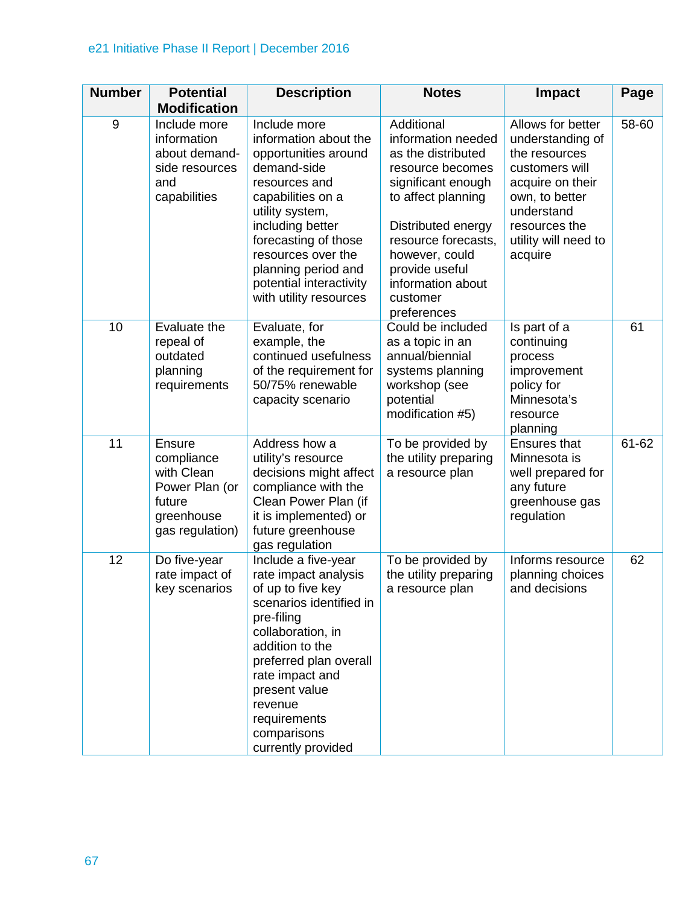| Number | Potential Modification | Description | Notes | Impact | Page |
|---|---|---|---|---|---|
| 9 | Include more information about demand-side resources and capabilities | Include more information about the opportunities around demand-side resources and capabilities on a utility system, including better forecasting of those resources over the planning period and potential interactivity with utility resources | Additional information needed as the distributed resource becomes significant enough to affect planning<br><br>Distributed energy resource forecasts, however, could provide useful information about customer preferences | Allows for better understanding of the resources customers will acquire on their own, to better understand resources the utility will need to acquire | 58-60 |
| 10 | Evaluate the repeal of outdated planning requirements | Evaluate, for example, the continued usefulness of the requirement for 50/75% renewable capacity scenario | Could be included as a topic in an annual/biennial systems planning workshop (see potential modification #5) | Is part of a continuing process improvement policy for Minnesota's resource planning | 61 |
| 11 | Ensure compliance with Clean Power Plan (or future greenhouse gas regulation) | Address how a utility's resource decisions might affect compliance with the Clean Power Plan (if it is implemented) or future greenhouse gas regulation | To be provided by the utility preparing a resource plan | Ensures that Minnesota is well prepared for any future greenhouse gas regulation | 61-62 |
| 12 | Do five-year rate impact of key scenarios | Include a five-year rate impact analysis of up to five key scenarios identified in pre-filing collaboration, in addition to the preferred plan overall rate impact and present value revenue requirements comparisons currently provided | To be provided by the utility preparing a resource plan | Informs resource planning choices and decisions | 62 |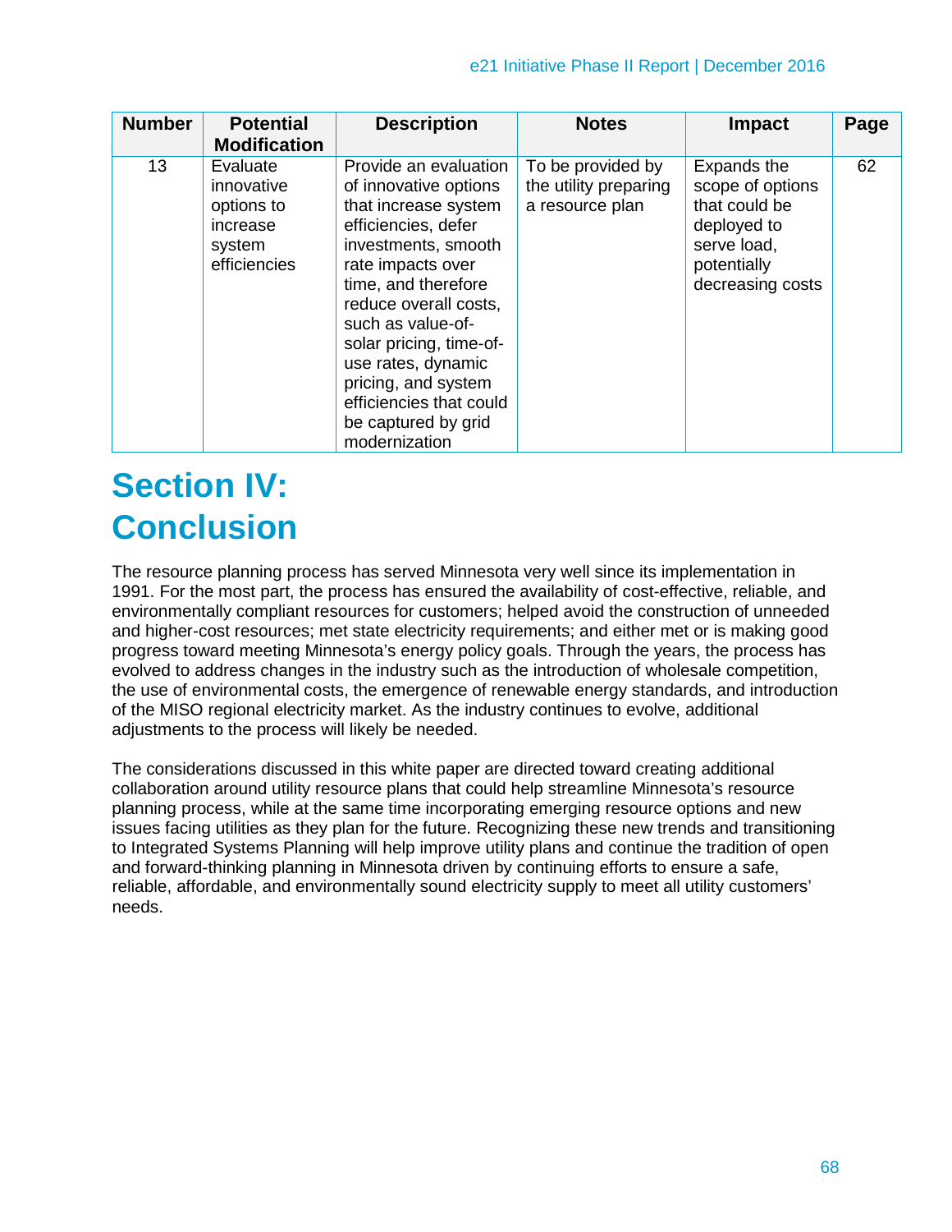| Number | Potential Modification | Description | Notes | Impact | Page |
|---|---|---|---|---|---|
| 13 | Evaluate innovative options to increase system efficiencies | Provide an evaluation of innovative options that increase system efficiencies, defer investments, smooth rate impacts over time, and therefore reduce overall costs, such as value-of-solar pricing, time-of-use rates, dynamic pricing, and system efficiencies that could be captured by grid modernization | To be provided by the utility preparing a resource plan | Expands the scope of options that could be deployed to serve load, potentially decreasing costs | 62 |

# Section IV: Conclusion

The resource planning process has served Minnesota very well since its implementation in 1991. For the most part, the process has ensured the availability of cost-effective, reliable, and environmentally compliant resources for customers; helped avoid the construction of unneeded and higher-cost resources; met state electricity requirements; and either met or is making good progress toward meeting Minnesota's energy policy goals. Through the years, the process has evolved to address changes in the industry such as the introduction of wholesale competition, the use of environmental costs, the emergence of renewable energy standards, and introduction of the MISO regional electricity market. As the industry continues to evolve, additional adjustments to the process will likely be needed.

The considerations discussed in this white paper are directed toward creating additional collaboration around utility resource plans that could help streamline Minnesota's resource planning process, while at the same time incorporating emerging resource options and new issues facing utilities as they plan for the future. Recognizing these new trends and transitioning to Integrated Systems Planning will help improve utility plans and continue the tradition of open and forward-thinking planning in Minnesota driven by continuing efforts to ensure a safe, reliable, affordable, and environmentally sound electricity supply to meet all utility customers' needs.